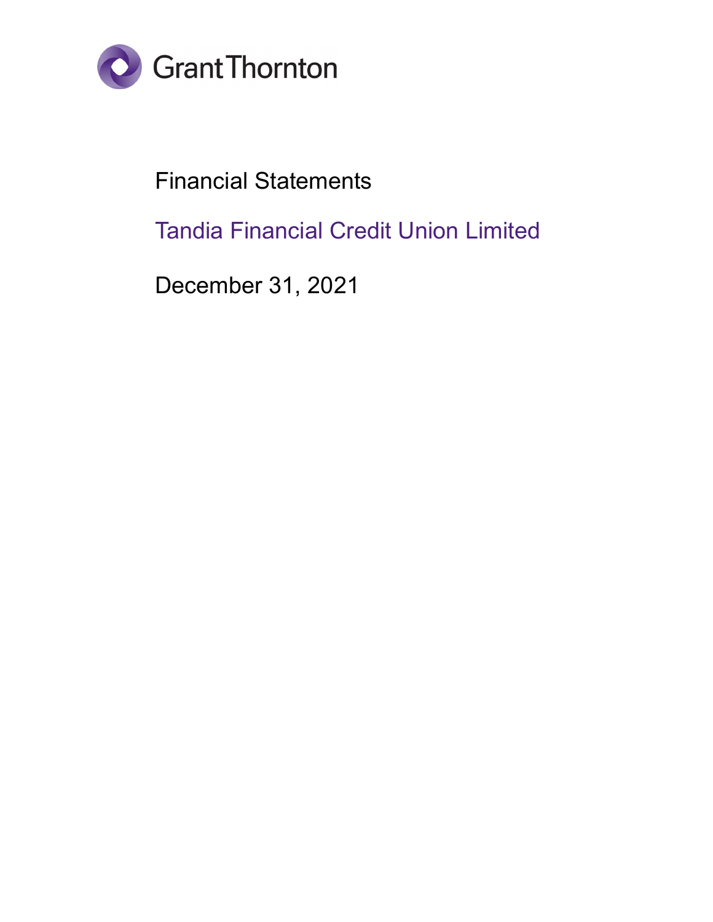Grant Thornton

# Financial Statements

## Tandia Financial Credit Union Limited

December 31, 2021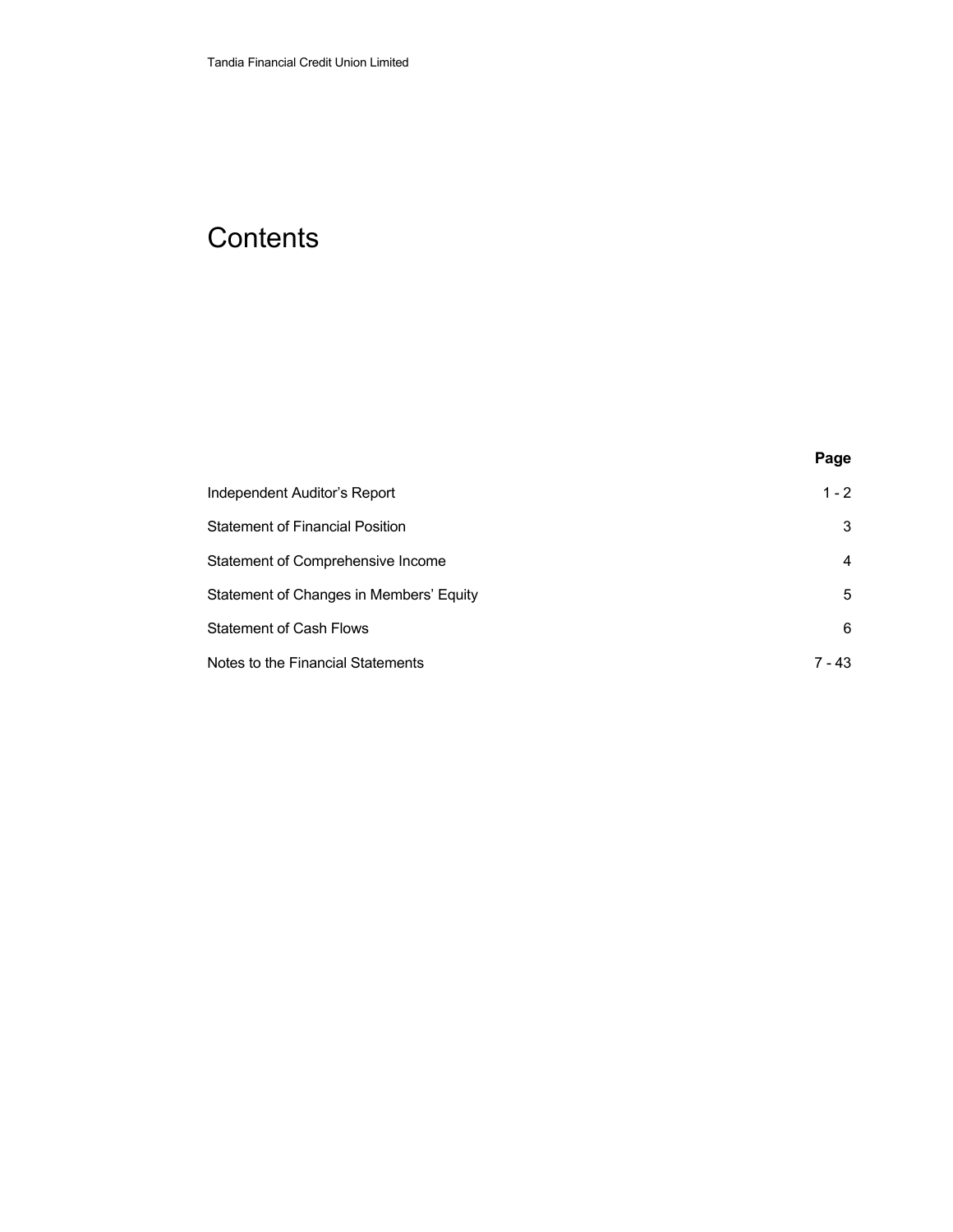# Contents

| | Page |
|---|---|
| Independent Auditor's Report | 1 - 2 |
| Statement of Financial Position | 3 |
| Statement of Comprehensive Income | 4 |
| Statement of Changes in Members' Equity | 5 |
| Statement of Cash Flows | 6 |
| Notes to the Financial Statements | 7 - 43 |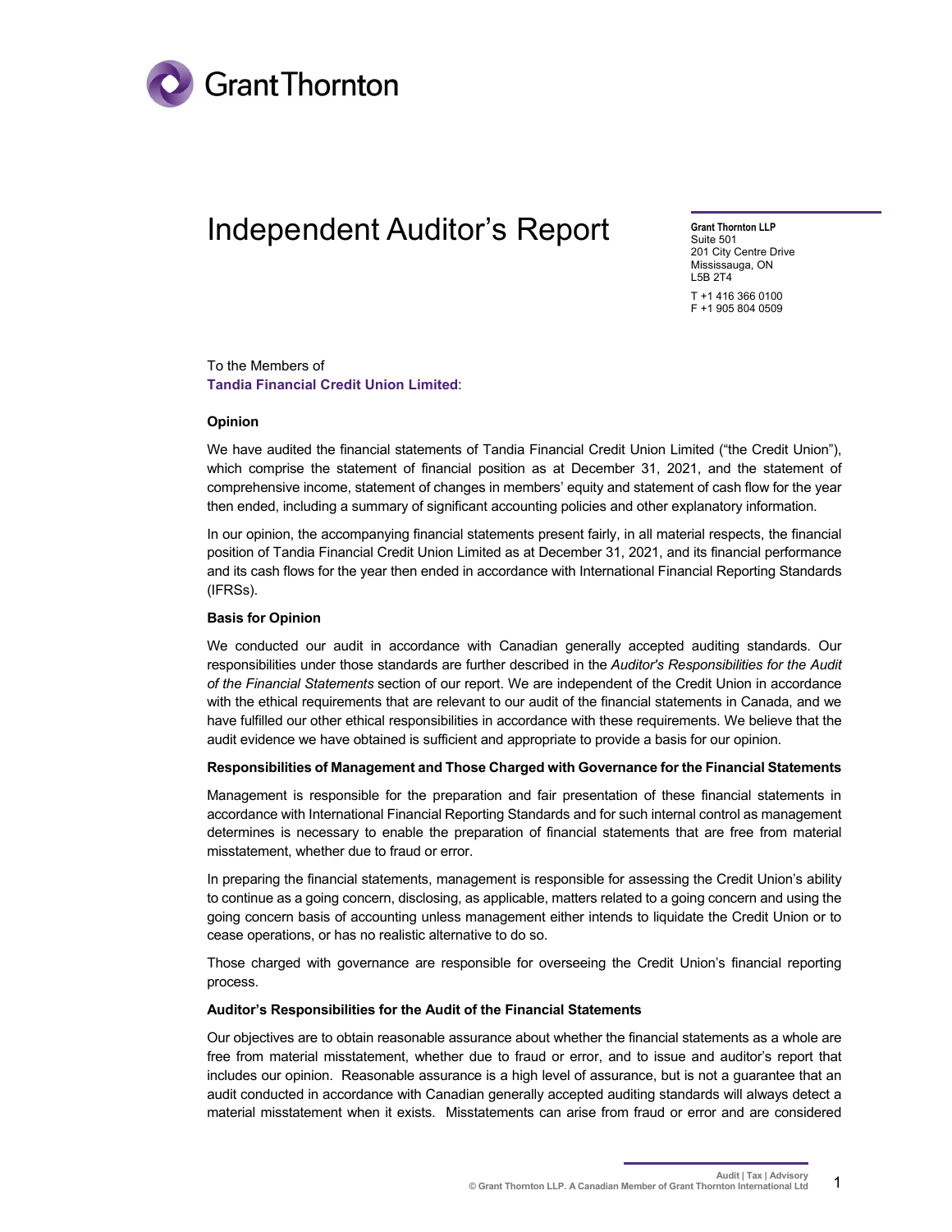# Independent Auditor's Report

**Grant Thornton LLP**
Suite 501
201 City Centre Drive
Mississauga, ON
L5B 2T4

T +1 416 366 0100
F +1 905 804 0509

To the Members of
**Tandia Financial Credit Union Limited**:

**Opinion**

We have audited the financial statements of Tandia Financial Credit Union Limited ("the Credit Union"), which comprise the statement of financial position as at December 31, 2021, and the statement of comprehensive income, statement of changes in members' equity and statement of cash flow for the year then ended, including a summary of significant accounting policies and other explanatory information.

In our opinion, the accompanying financial statements present fairly, in all material respects, the financial position of Tandia Financial Credit Union Limited as at December 31, 2021, and its financial performance and its cash flows for the year then ended in accordance with International Financial Reporting Standards (IFRSs).

**Basis for Opinion**

We conducted our audit in accordance with Canadian generally accepted auditing standards. Our responsibilities under those standards are further described in the *Auditor's Responsibilities for the Audit of the Financial Statements* section of our report. We are independent of the Credit Union in accordance with the ethical requirements that are relevant to our audit of the financial statements in Canada, and we have fulfilled our other ethical responsibilities in accordance with these requirements. We believe that the audit evidence we have obtained is sufficient and appropriate to provide a basis for our opinion.

**Responsibilities of Management and Those Charged with Governance for the Financial Statements**

Management is responsible for the preparation and fair presentation of these financial statements in accordance with International Financial Reporting Standards and for such internal control as management determines is necessary to enable the preparation of financial statements that are free from material misstatement, whether due to fraud or error.

In preparing the financial statements, management is responsible for assessing the Credit Union's ability to continue as a going concern, disclosing, as applicable, matters related to a going concern and using the going concern basis of accounting unless management either intends to liquidate the Credit Union or to cease operations, or has no realistic alternative to do so.

Those charged with governance are responsible for overseeing the Credit Union's financial reporting process.

**Auditor's Responsibilities for the Audit of the Financial Statements**

Our objectives are to obtain reasonable assurance about whether the financial statements as a whole are free from material misstatement, whether due to fraud or error, and to issue and auditor's report that includes our opinion. Reasonable assurance is a high level of assurance, but is not a guarantee that an audit conducted in accordance with Canadian generally accepted auditing standards will always detect a material misstatement when it exists. Misstatements can arise from fraud or error and are considered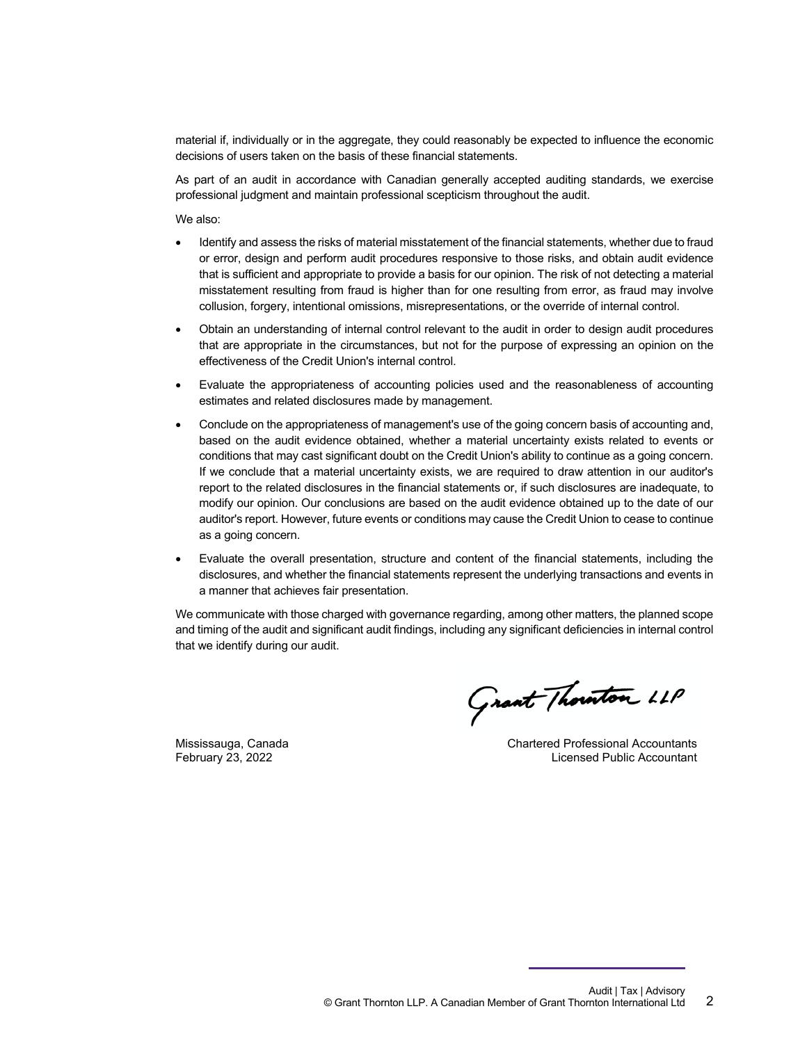material if, individually or in the aggregate, they could reasonably be expected to influence the economic decisions of users taken on the basis of these financial statements.

As part of an audit in accordance with Canadian generally accepted auditing standards, we exercise professional judgment and maintain professional scepticism throughout the audit.

We also:

- Identify and assess the risks of material misstatement of the financial statements, whether due to fraud or error, design and perform audit procedures responsive to those risks, and obtain audit evidence that is sufficient and appropriate to provide a basis for our opinion. The risk of not detecting a material misstatement resulting from fraud is higher than for one resulting from error, as fraud may involve collusion, forgery, intentional omissions, misrepresentations, or the override of internal control.
- Obtain an understanding of internal control relevant to the audit in order to design audit procedures that are appropriate in the circumstances, but not for the purpose of expressing an opinion on the effectiveness of the Credit Union's internal control.
- Evaluate the appropriateness of accounting policies used and the reasonableness of accounting estimates and related disclosures made by management.
- Conclude on the appropriateness of management's use of the going concern basis of accounting and, based on the audit evidence obtained, whether a material uncertainty exists related to events or conditions that may cast significant doubt on the Credit Union's ability to continue as a going concern. If we conclude that a material uncertainty exists, we are required to draw attention in our auditor's report to the related disclosures in the financial statements or, if such disclosures are inadequate, to modify our opinion. Our conclusions are based on the audit evidence obtained up to the date of our auditor's report. However, future events or conditions may cause the Credit Union to cease to continue as a going concern.
- Evaluate the overall presentation, structure and content of the financial statements, including the disclosures, and whether the financial statements represent the underlying transactions and events in a manner that achieves fair presentation.

We communicate with those charged with governance regarding, among other matters, the planned scope and timing of the audit and significant audit findings, including any significant deficiencies in internal control that we identify during our audit.

Grant Thornton LLP

Mississauga, Canada
February 23, 2022

Chartered Professional Accountants
Licensed Public Accountant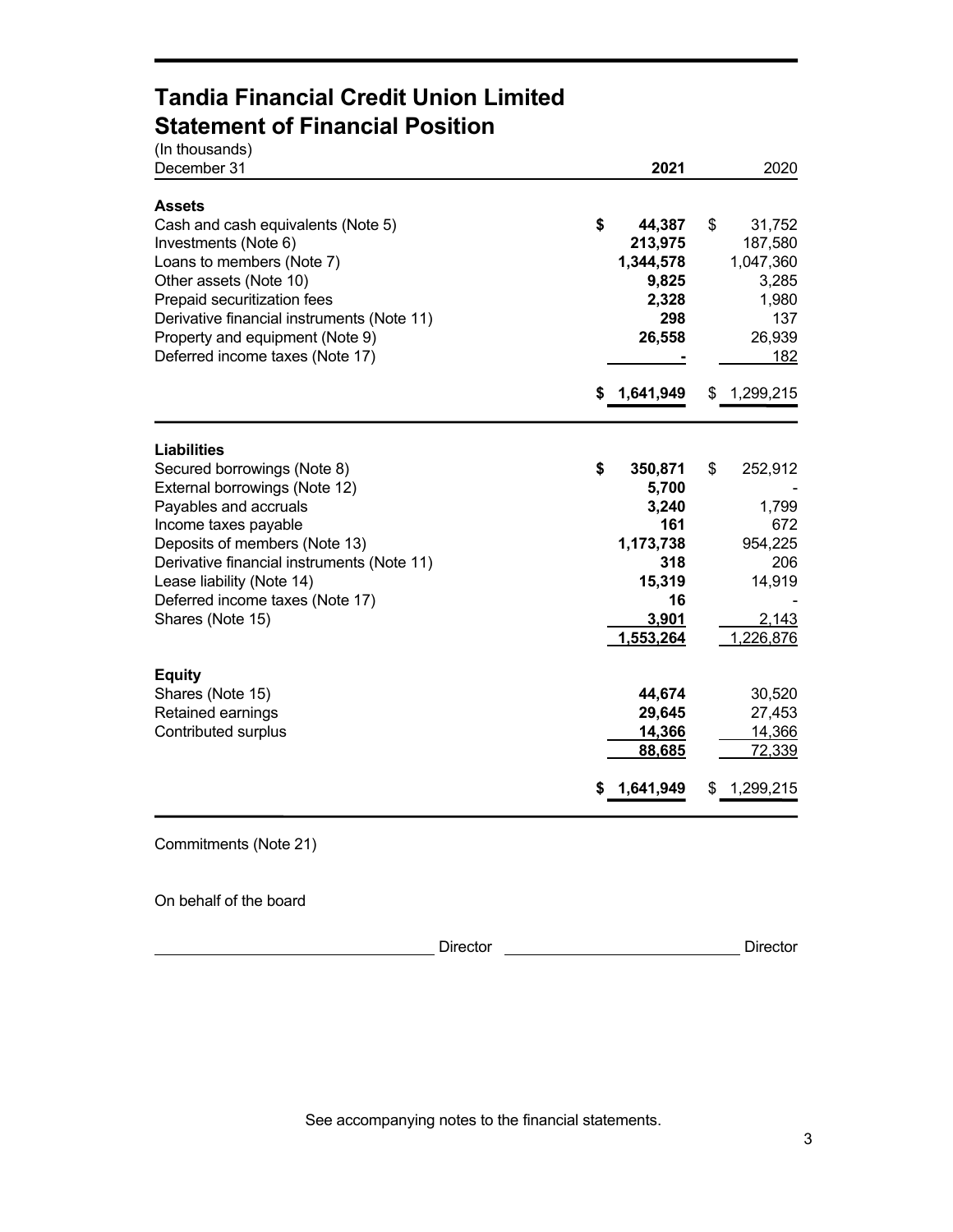# Tandia Financial Credit Union Limited
## Statement of Financial Position

(In thousands)

| December 31 | 2021 | 2020 |
|---|---|---|
| **Assets** | | |
| Cash and cash equivalents (Note 5) | **$ 44,387** | $ 31,752 |
| Investments (Note 6) | **213,975** | 187,580 |
| Loans to members (Note 7) | **1,344,578** | 1,047,360 |
| Other assets (Note 10) | **9,825** | 3,285 |
| Prepaid securitization fees | **2,328** | 1,980 |
| Derivative financial instruments (Note 11) | **298** | 137 |
| Property and equipment (Note 9) | **26,558** | 26,939 |
| Deferred income taxes (Note 17) | **-** | 182 |
| | **$ 1,641,949** | $ 1,299,215 |
| **Liabilities** | | |
| Secured borrowings (Note 8) | **$ 350,871** | $ 252,912 |
| External borrowings (Note 12) | **5,700** | - |
| Payables and accruals | **3,240** | 1,799 |
| Income taxes payable | **161** | 672 |
| Deposits of members (Note 13) | **1,173,738** | 954,225 |
| Derivative financial instruments (Note 11) | **318** | 206 |
| Lease liability (Note 14) | **15,319** | 14,919 |
| Deferred income taxes (Note 17) | **16** | - |
| Shares (Note 15) | **3,901** | 2,143 |
| | **1,553,264** | 1,226,876 |
| **Equity** | | |
| Shares (Note 15) | **44,674** | 30,520 |
| Retained earnings | **29,645** | 27,453 |
| Contributed surplus | **14,366** | 14,366 |
| | **88,685** | 72,339 |
| | **$ 1,641,949** | $ 1,299,215 |

Commitments (Note 21)

On behalf of the board

\_\_\_\_\_\_\_\_\_\_\_\_\_\_\_\_\_\_\_\_\_\_\_\_\_\_ Director \_\_\_\_\_\_\_\_\_\_\_\_\_\_\_\_\_\_\_\_\_\_\_\_\_\_ Director

See accompanying notes to the financial statements.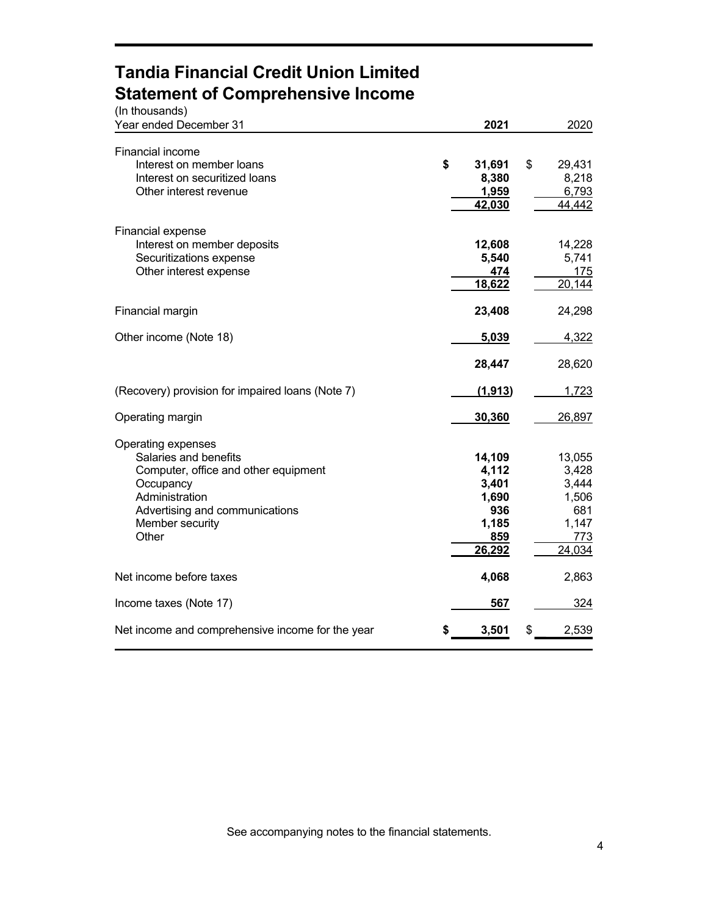# Tandia Financial Credit Union Limited
# Statement of Comprehensive Income

(In thousands)

| Year ended December 31 | 2021 | 2020 |
|---|---|---|
| Financial income | | |
| Interest on member loans | $ 31,691 | $ 29,431 |
| Interest on securitized loans | 8,380 | 8,218 |
| Other interest revenue | 1,959 | 6,793 |
| | 42,030 | 44,442 |
| Financial expense | | |
| Interest on member deposits | 12,608 | 14,228 |
| Securitizations expense | 5,540 | 5,741 |
| Other interest expense | 474 | 175 |
| | 18,622 | 20,144 |
| Financial margin | 23,408 | 24,298 |
| Other income (Note 18) | 5,039 | 4,322 |
| | 28,447 | 28,620 |
| (Recovery) provision for impaired loans (Note 7) | (1,913) | 1,723 |
| Operating margin | 30,360 | 26,897 |
| Operating expenses | | |
| Salaries and benefits | 14,109 | 13,055 |
| Computer, office and other equipment | 4,112 | 3,428 |
| Occupancy | 3,401 | 3,444 |
| Administration | 1,690 | 1,506 |
| Advertising and communications | 936 | 681 |
| Member security | 1,185 | 1,147 |
| Other | 859 | 773 |
| | 26,292 | 24,034 |
| Net income before taxes | 4,068 | 2,863 |
| Income taxes (Note 17) | 567 | 324 |
| Net income and comprehensive income for the year | $ 3,501 | $ 2,539 |

See accompanying notes to the financial statements.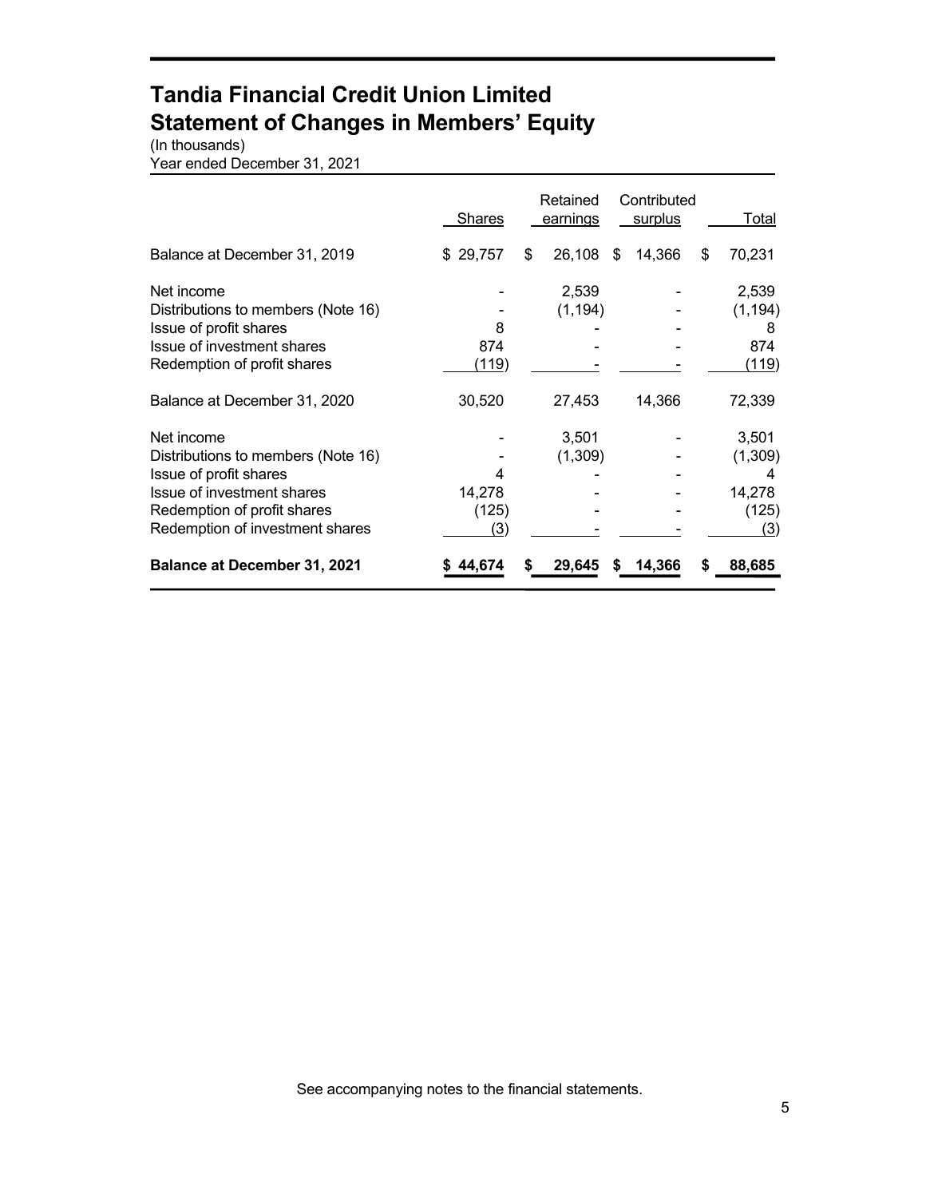# Tandia Financial Credit Union Limited
# Statement of Changes in Members' Equity

(In thousands)
Year ended December 31, 2021

| | Shares | Retained earnings | Contributed surplus | Total |
|---|---|---|---|---|
| Balance at December 31, 2019 | $ 29,757 | $ 26,108 | $ 14,366 | $ 70,231 |
| Net income | - | 2,539 | - | 2,539 |
| Distributions to members (Note 16) | - | (1,194) | - | (1,194) |
| Issue of profit shares | 8 | - | - | 8 |
| Issue of investment shares | 874 | - | - | 874 |
| Redemption of profit shares | (119) | - | - | (119) |
| Balance at December 31, 2020 | 30,520 | 27,453 | 14,366 | 72,339 |
| Net income | - | 3,501 | - | 3,501 |
| Distributions to members (Note 16) | - | (1,309) | - | (1,309) |
| Issue of profit shares | 4 | - | - | 4 |
| Issue of investment shares | 14,278 | - | - | 14,278 |
| Redemption of profit shares | (125) | - | - | (125) |
| Redemption of investment shares | (3) | - | - | (3) |
| **Balance at December 31, 2021** | **$ 44,674** | **$ 29,645** | **$ 14,366** | **$ 88,685** |

See accompanying notes to the financial statements.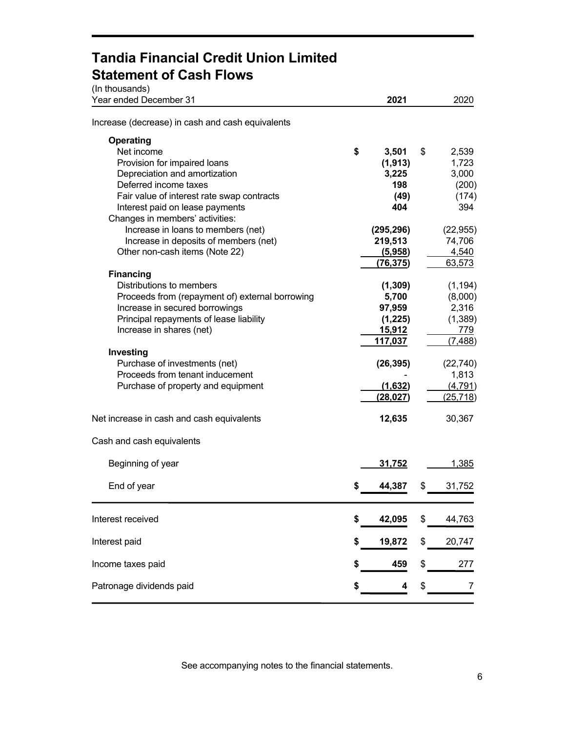# Tandia Financial Credit Union Limited

## Statement of Cash Flows

(In thousands)

| Year ended December 31 | 2021 | 2020 |
|---|---|---|
| Increase (decrease) in cash and cash equivalents | | |
| **Operating** | | |
| Net income | **$ 3,501** | $ 2,539 |
| Provision for impaired loans | **(1,913)** | 1,723 |
| Depreciation and amortization | **3,225** | 3,000 |
| Deferred income taxes | **198** | (200) |
| Fair value of interest rate swap contracts | **(49)** | (174) |
| Interest paid on lease payments | **404** | 394 |
| Changes in members' activities: | | |
| Increase in loans to members (net) | **(295,296)** | (22,955) |
| Increase in deposits of members (net) | **219,513** | 74,706 |
| Other non-cash items (Note 22) | **(5,958)** | 4,540 |
| | **(76,375)** | 63,573 |
| **Financing** | | |
| Distributions to members | **(1,309)** | (1,194) |
| Proceeds from (repayment of) external borrowing | **5,700** | (8,000) |
| Increase in secured borrowings | **97,959** | 2,316 |
| Principal repayments of lease liability | **(1,225)** | (1,389) |
| Increase in shares (net) | **15,912** | 779 |
| | **117,037** | (7,488) |
| **Investing** | | |
| Purchase of investments (net) | **(26,395)** | (22,740) |
| Proceeds from tenant inducement | **-** | 1,813 |
| Purchase of property and equipment | **(1,632)** | (4,791) |
| | **(28,027)** | (25,718) |
| Net increase in cash and cash equivalents | **12,635** | 30,367 |
| Cash and cash equivalents | | |
| Beginning of year | **31,752** | 1,385 |
| End of year | **$ 44,387** | $ 31,752 |
| Interest received | **$ 42,095** | $ 44,763 |
| Interest paid | **$ 19,872** | $ 20,747 |
| Income taxes paid | **$ 459** | $ 277 |
| Patronage dividends paid | **$ 4** | $ 7 |

See accompanying notes to the financial statements.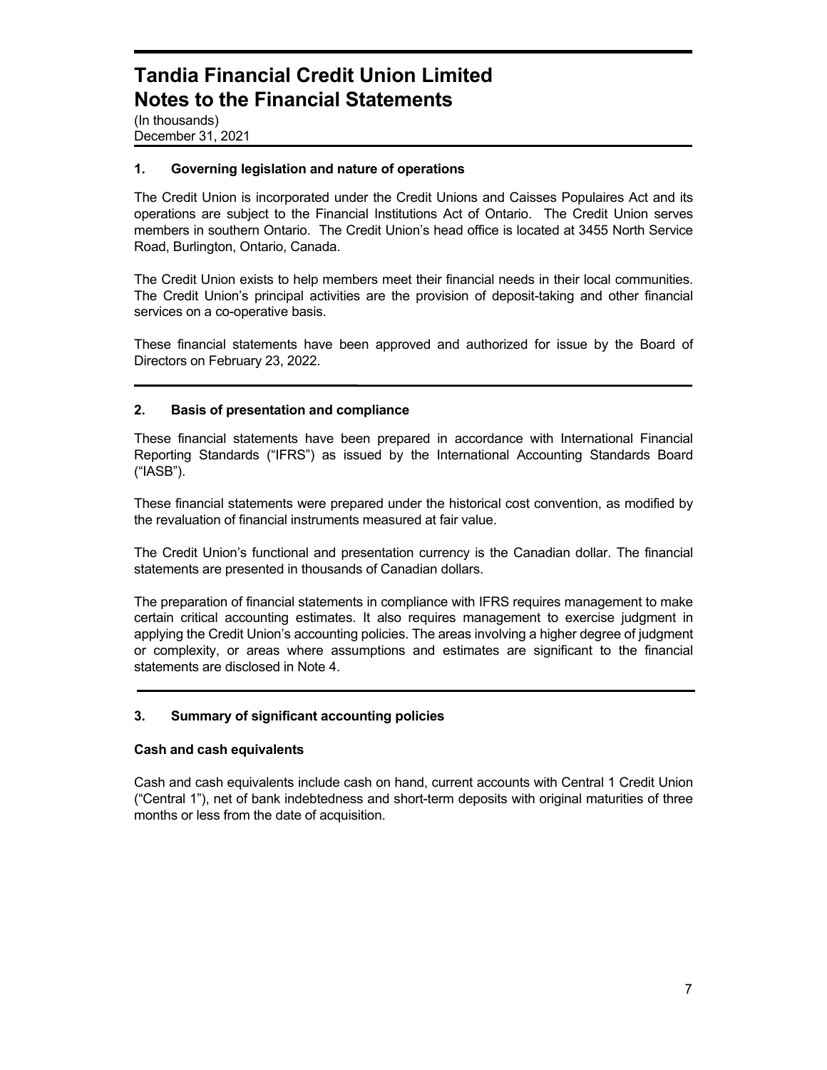# Tandia Financial Credit Union Limited
# Notes to the Financial Statements

(In thousands)
December 31, 2021

## 1. Governing legislation and nature of operations

The Credit Union is incorporated under the Credit Unions and Caisses Populaires Act and its operations are subject to the Financial Institutions Act of Ontario. The Credit Union serves members in southern Ontario. The Credit Union's head office is located at 3455 North Service Road, Burlington, Ontario, Canada.

The Credit Union exists to help members meet their financial needs in their local communities. The Credit Union's principal activities are the provision of deposit-taking and other financial services on a co-operative basis.

These financial statements have been approved and authorized for issue by the Board of Directors on February 23, 2022.

## 2. Basis of presentation and compliance

These financial statements have been prepared in accordance with International Financial Reporting Standards ("IFRS") as issued by the International Accounting Standards Board ("IASB").

These financial statements were prepared under the historical cost convention, as modified by the revaluation of financial instruments measured at fair value.

The Credit Union's functional and presentation currency is the Canadian dollar. The financial statements are presented in thousands of Canadian dollars.

The preparation of financial statements in compliance with IFRS requires management to make certain critical accounting estimates. It also requires management to exercise judgment in applying the Credit Union's accounting policies. The areas involving a higher degree of judgment or complexity, or areas where assumptions and estimates are significant to the financial statements are disclosed in Note 4.

## 3. Summary of significant accounting policies

### Cash and cash equivalents

Cash and cash equivalents include cash on hand, current accounts with Central 1 Credit Union ("Central 1"), net of bank indebtedness and short-term deposits with original maturities of three months or less from the date of acquisition.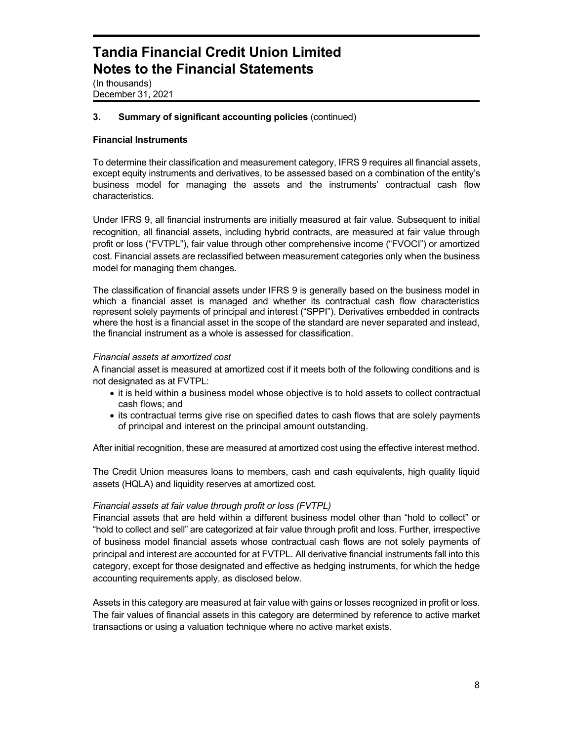### 3. Summary of significant accounting policies (continued)

**Financial Instruments**

To determine their classification and measurement category, IFRS 9 requires all financial assets, except equity instruments and derivatives, to be assessed based on a combination of the entity's business model for managing the assets and the instruments' contractual cash flow characteristics.

Under IFRS 9, all financial instruments are initially measured at fair value. Subsequent to initial recognition, all financial assets, including hybrid contracts, are measured at fair value through profit or loss ("FVTPL"), fair value through other comprehensive income ("FVOCI") or amortized cost. Financial assets are reclassified between measurement categories only when the business model for managing them changes.

The classification of financial assets under IFRS 9 is generally based on the business model in which a financial asset is managed and whether its contractual cash flow characteristics represent solely payments of principal and interest ("SPPI"). Derivatives embedded in contracts where the host is a financial asset in the scope of the standard are never separated and instead, the financial instrument as a whole is assessed for classification.

*Financial assets at amortized cost*

A financial asset is measured at amortized cost if it meets both of the following conditions and is not designated as at FVTPL:

- it is held within a business model whose objective is to hold assets to collect contractual cash flows; and
- its contractual terms give rise on specified dates to cash flows that are solely payments of principal and interest on the principal amount outstanding.

After initial recognition, these are measured at amortized cost using the effective interest method.

The Credit Union measures loans to members, cash and cash equivalents, high quality liquid assets (HQLA) and liquidity reserves at amortized cost.

*Financial assets at fair value through profit or loss (FVTPL)*

Financial assets that are held within a different business model other than "hold to collect" or "hold to collect and sell" are categorized at fair value through profit and loss. Further, irrespective of business model financial assets whose contractual cash flows are not solely payments of principal and interest are accounted for at FVTPL. All derivative financial instruments fall into this category, except for those designated and effective as hedging instruments, for which the hedge accounting requirements apply, as disclosed below.

Assets in this category are measured at fair value with gains or losses recognized in profit or loss. The fair values of financial assets in this category are determined by reference to active market transactions or using a valuation technique where no active market exists.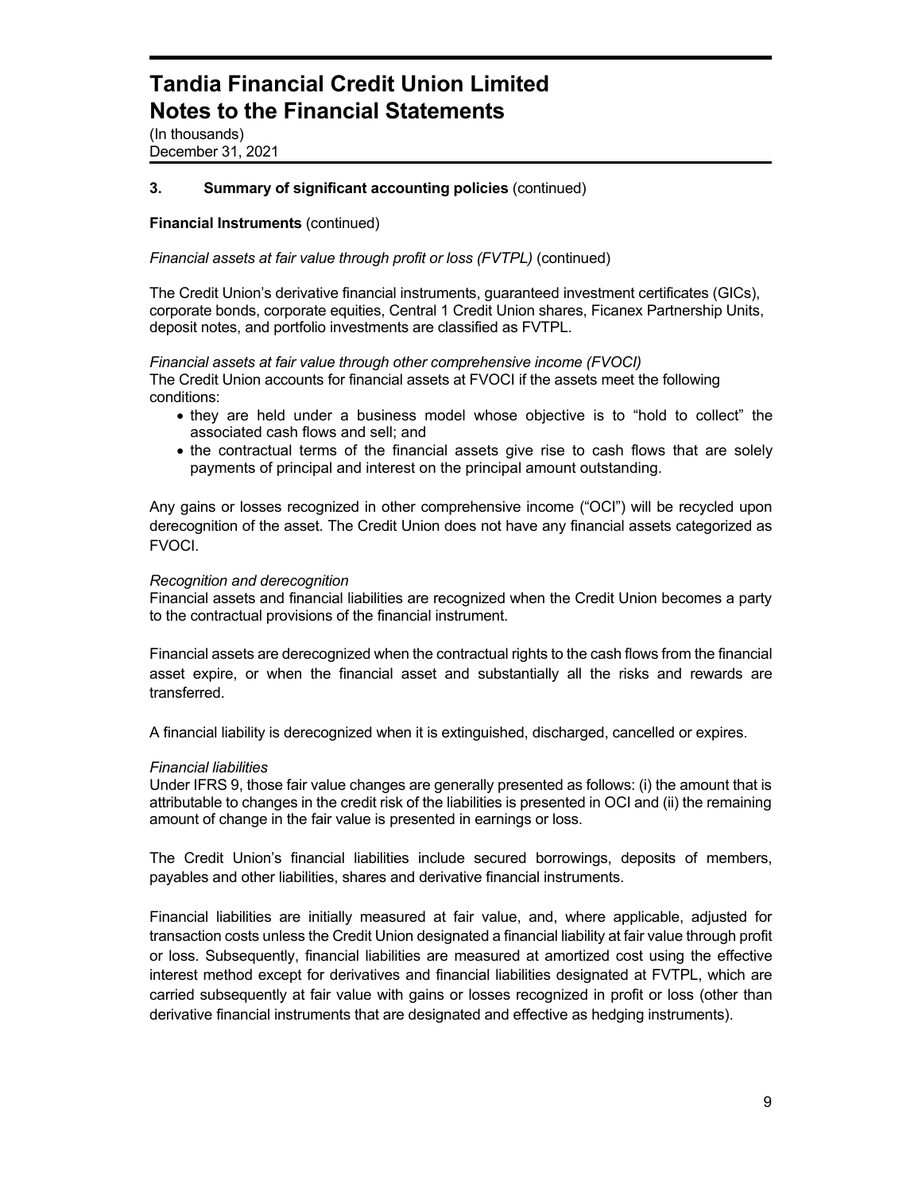# Tandia Financial Credit Union Limited
# Notes to the Financial Statements

(In thousands)
December 31, 2021

### 3. Summary of significant accounting policies (continued)

**Financial Instruments** (continued)

*Financial assets at fair value through profit or loss (FVTPL)* (continued)

The Credit Union's derivative financial instruments, guaranteed investment certificates (GICs), corporate bonds, corporate equities, Central 1 Credit Union shares, Ficanex Partnership Units, deposit notes, and portfolio investments are classified as FVTPL.

*Financial assets at fair value through other comprehensive income (FVOCI)*
The Credit Union accounts for financial assets at FVOCI if the assets meet the following conditions:

- they are held under a business model whose objective is to "hold to collect" the associated cash flows and sell; and
- the contractual terms of the financial assets give rise to cash flows that are solely payments of principal and interest on the principal amount outstanding.

Any gains or losses recognized in other comprehensive income ("OCI") will be recycled upon derecognition of the asset. The Credit Union does not have any financial assets categorized as FVOCI.

*Recognition and derecognition*
Financial assets and financial liabilities are recognized when the Credit Union becomes a party to the contractual provisions of the financial instrument.

Financial assets are derecognized when the contractual rights to the cash flows from the financial asset expire, or when the financial asset and substantially all the risks and rewards are transferred.

A financial liability is derecognized when it is extinguished, discharged, cancelled or expires.

*Financial liabilities*
Under IFRS 9, those fair value changes are generally presented as follows: (i) the amount that is attributable to changes in the credit risk of the liabilities is presented in OCI and (ii) the remaining amount of change in the fair value is presented in earnings or loss.

The Credit Union's financial liabilities include secured borrowings, deposits of members, payables and other liabilities, shares and derivative financial instruments.

Financial liabilities are initially measured at fair value, and, where applicable, adjusted for transaction costs unless the Credit Union designated a financial liability at fair value through profit or loss. Subsequently, financial liabilities are measured at amortized cost using the effective interest method except for derivatives and financial liabilities designated at FVTPL, which are carried subsequently at fair value with gains or losses recognized in profit or loss (other than derivative financial instruments that are designated and effective as hedging instruments).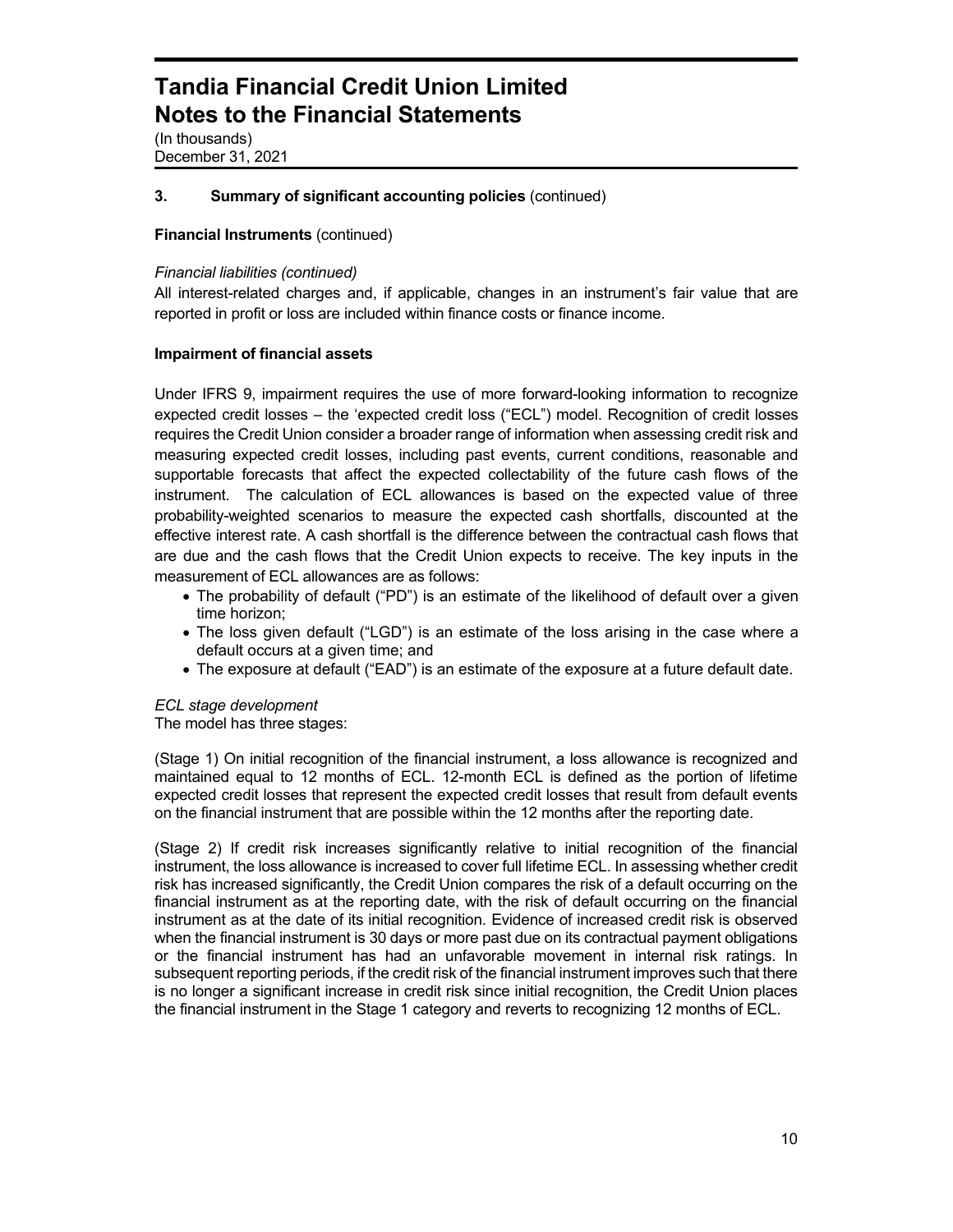**3. Summary of significant accounting policies** (continued)

**Financial Instruments** (continued)

*Financial liabilities (continued)*

All interest-related charges and, if applicable, changes in an instrument's fair value that are reported in profit or loss are included within finance costs or finance income.

**Impairment of financial assets**

Under IFRS 9, impairment requires the use of more forward-looking information to recognize expected credit losses – the 'expected credit loss ("ECL") model. Recognition of credit losses requires the Credit Union consider a broader range of information when assessing credit risk and measuring expected credit losses, including past events, current conditions, reasonable and supportable forecasts that affect the expected collectability of the future cash flows of the instrument. The calculation of ECL allowances is based on the expected value of three probability-weighted scenarios to measure the expected cash shortfalls, discounted at the effective interest rate. A cash shortfall is the difference between the contractual cash flows that are due and the cash flows that the Credit Union expects to receive. The key inputs in the measurement of ECL allowances are as follows:

- The probability of default ("PD") is an estimate of the likelihood of default over a given time horizon;
- The loss given default ("LGD") is an estimate of the loss arising in the case where a default occurs at a given time; and
- The exposure at default ("EAD") is an estimate of the exposure at a future default date.

*ECL stage development*

The model has three stages:

(Stage 1) On initial recognition of the financial instrument, a loss allowance is recognized and maintained equal to 12 months of ECL. 12-month ECL is defined as the portion of lifetime expected credit losses that represent the expected credit losses that result from default events on the financial instrument that are possible within the 12 months after the reporting date.

(Stage 2) If credit risk increases significantly relative to initial recognition of the financial instrument, the loss allowance is increased to cover full lifetime ECL. In assessing whether credit risk has increased significantly, the Credit Union compares the risk of a default occurring on the financial instrument as at the reporting date, with the risk of default occurring on the financial instrument as at the date of its initial recognition. Evidence of increased credit risk is observed when the financial instrument is 30 days or more past due on its contractual payment obligations or the financial instrument has had an unfavorable movement in internal risk ratings. In subsequent reporting periods, if the credit risk of the financial instrument improves such that there is no longer a significant increase in credit risk since initial recognition, the Credit Union places the financial instrument in the Stage 1 category and reverts to recognizing 12 months of ECL.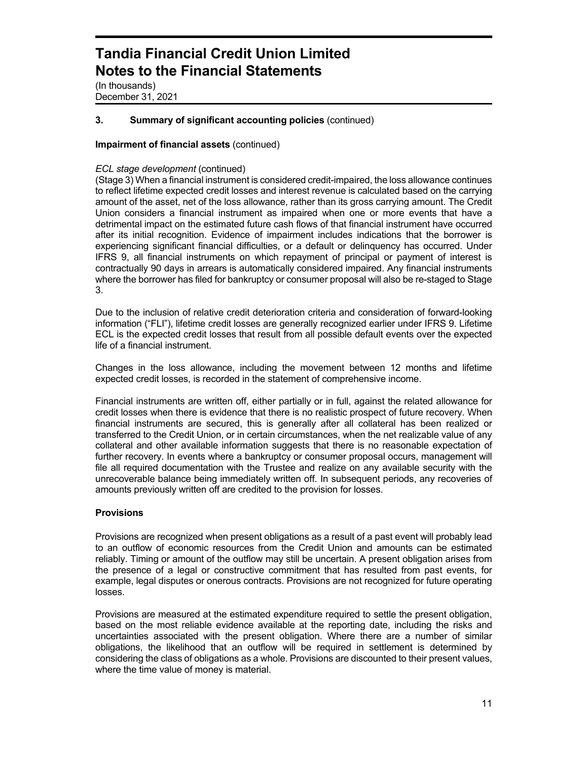### 3. Summary of significant accounting policies (continued)

**Impairment of financial assets** (continued)

*ECL stage development* (continued)

(Stage 3) When a financial instrument is considered credit-impaired, the loss allowance continues to reflect lifetime expected credit losses and interest revenue is calculated based on the carrying amount of the asset, net of the loss allowance, rather than its gross carrying amount. The Credit Union considers a financial instrument as impaired when one or more events that have a detrimental impact on the estimated future cash flows of that financial instrument have occurred after its initial recognition. Evidence of impairment includes indications that the borrower is experiencing significant financial difficulties, or a default or delinquency has occurred. Under IFRS 9, all financial instruments on which repayment of principal or payment of interest is contractually 90 days in arrears is automatically considered impaired. Any financial instruments where the borrower has filed for bankruptcy or consumer proposal will also be re-staged to Stage 3.

Due to the inclusion of relative credit deterioration criteria and consideration of forward-looking information ("FLI"), lifetime credit losses are generally recognized earlier under IFRS 9. Lifetime ECL is the expected credit losses that result from all possible default events over the expected life of a financial instrument.

Changes in the loss allowance, including the movement between 12 months and lifetime expected credit losses, is recorded in the statement of comprehensive income.

Financial instruments are written off, either partially or in full, against the related allowance for credit losses when there is evidence that there is no realistic prospect of future recovery. When financial instruments are secured, this is generally after all collateral has been realized or transferred to the Credit Union, or in certain circumstances, when the net realizable value of any collateral and other available information suggests that there is no reasonable expectation of further recovery. In events where a bankruptcy or consumer proposal occurs, management will file all required documentation with the Trustee and realize on any available security with the unrecoverable balance being immediately written off. In subsequent periods, any recoveries of amounts previously written off are credited to the provision for losses.

**Provisions**

Provisions are recognized when present obligations as a result of a past event will probably lead to an outflow of economic resources from the Credit Union and amounts can be estimated reliably. Timing or amount of the outflow may still be uncertain. A present obligation arises from the presence of a legal or constructive commitment that has resulted from past events, for example, legal disputes or onerous contracts. Provisions are not recognized for future operating losses.

Provisions are measured at the estimated expenditure required to settle the present obligation, based on the most reliable evidence available at the reporting date, including the risks and uncertainties associated with the present obligation. Where there are a number of similar obligations, the likelihood that an outflow will be required in settlement is determined by considering the class of obligations as a whole. Provisions are discounted to their present values, where the time value of money is material.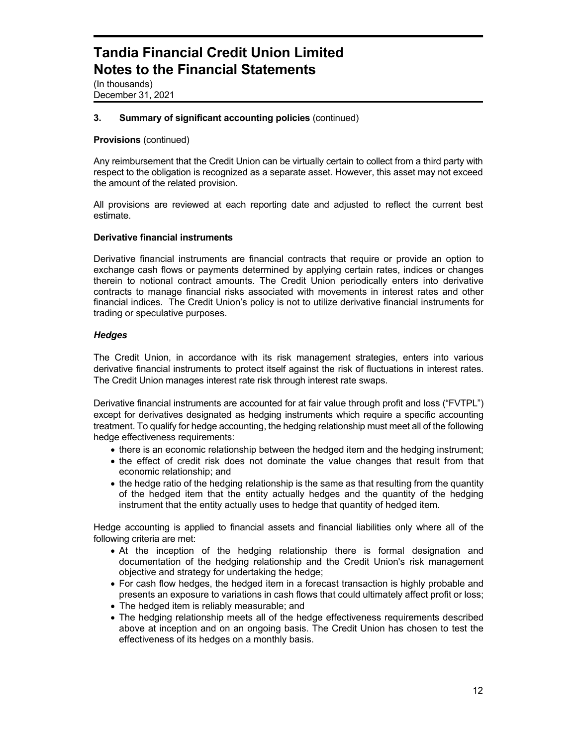# Tandia Financial Credit Union Limited
# Notes to the Financial Statements

(In thousands)
December 31, 2021

### 3. Summary of significant accounting policies (continued)

**Provisions** (continued)

Any reimbursement that the Credit Union can be virtually certain to collect from a third party with respect to the obligation is recognized as a separate asset. However, this asset may not exceed the amount of the related provision.

All provisions are reviewed at each reporting date and adjusted to reflect the current best estimate.

**Derivative financial instruments**

Derivative financial instruments are financial contracts that require or provide an option to exchange cash flows or payments determined by applying certain rates, indices or changes therein to notional contract amounts. The Credit Union periodically enters into derivative contracts to manage financial risks associated with movements in interest rates and other financial indices. The Credit Union's policy is not to utilize derivative financial instruments for trading or speculative purposes.

***Hedges***

The Credit Union, in accordance with its risk management strategies, enters into various derivative financial instruments to protect itself against the risk of fluctuations in interest rates. The Credit Union manages interest rate risk through interest rate swaps.

Derivative financial instruments are accounted for at fair value through profit and loss ("FVTPL") except for derivatives designated as hedging instruments which require a specific accounting treatment. To qualify for hedge accounting, the hedging relationship must meet all of the following hedge effectiveness requirements:

- there is an economic relationship between the hedged item and the hedging instrument;
- the effect of credit risk does not dominate the value changes that result from that economic relationship; and
- the hedge ratio of the hedging relationship is the same as that resulting from the quantity of the hedged item that the entity actually hedges and the quantity of the hedging instrument that the entity actually uses to hedge that quantity of hedged item.

Hedge accounting is applied to financial assets and financial liabilities only where all of the following criteria are met:

- At the inception of the hedging relationship there is formal designation and documentation of the hedging relationship and the Credit Union's risk management objective and strategy for undertaking the hedge;
- For cash flow hedges, the hedged item in a forecast transaction is highly probable and presents an exposure to variations in cash flows that could ultimately affect profit or loss;
- The hedged item is reliably measurable; and
- The hedging relationship meets all of the hedge effectiveness requirements described above at inception and on an ongoing basis. The Credit Union has chosen to test the effectiveness of its hedges on a monthly basis.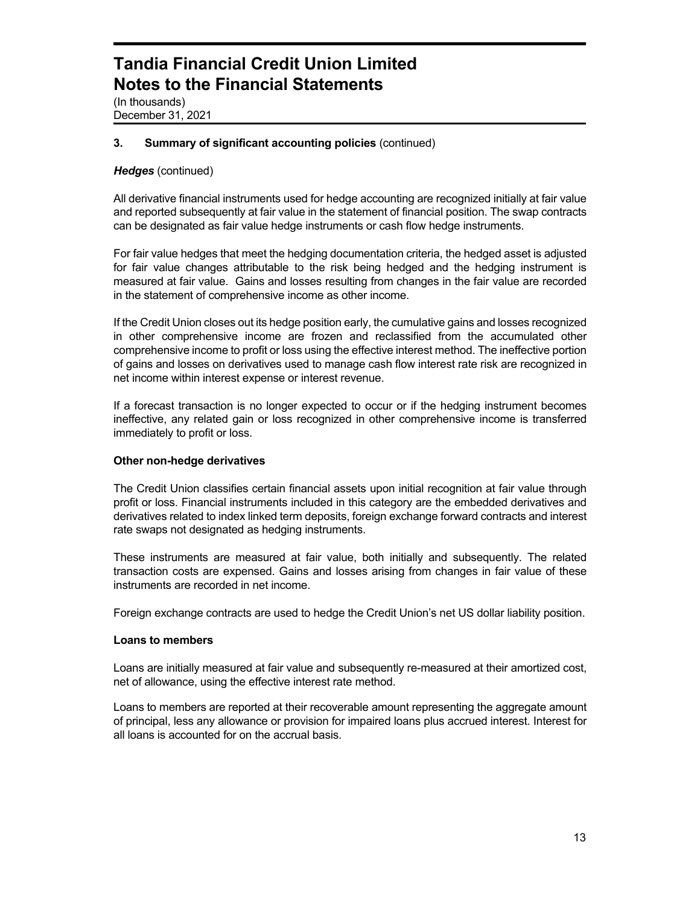# Tandia Financial Credit Union Limited
# Notes to the Financial Statements

(In thousands)
December 31, 2021

## 3. Summary of significant accounting policies (continued)

***Hedges*** (continued)

All derivative financial instruments used for hedge accounting are recognized initially at fair value and reported subsequently at fair value in the statement of financial position. The swap contracts can be designated as fair value hedge instruments or cash flow hedge instruments.

For fair value hedges that meet the hedging documentation criteria, the hedged asset is adjusted for fair value changes attributable to the risk being hedged and the hedging instrument is measured at fair value. Gains and losses resulting from changes in the fair value are recorded in the statement of comprehensive income as other income.

If the Credit Union closes out its hedge position early, the cumulative gains and losses recognized in other comprehensive income are frozen and reclassified from the accumulated other comprehensive income to profit or loss using the effective interest method. The ineffective portion of gains and losses on derivatives used to manage cash flow interest rate risk are recognized in net income within interest expense or interest revenue.

If a forecast transaction is no longer expected to occur or if the hedging instrument becomes ineffective, any related gain or loss recognized in other comprehensive income is transferred immediately to profit or loss.

**Other non-hedge derivatives**

The Credit Union classifies certain financial assets upon initial recognition at fair value through profit or loss. Financial instruments included in this category are the embedded derivatives and derivatives related to index linked term deposits, foreign exchange forward contracts and interest rate swaps not designated as hedging instruments.

These instruments are measured at fair value, both initially and subsequently. The related transaction costs are expensed. Gains and losses arising from changes in fair value of these instruments are recorded in net income.

Foreign exchange contracts are used to hedge the Credit Union's net US dollar liability position.

**Loans to members**

Loans are initially measured at fair value and subsequently re-measured at their amortized cost, net of allowance, using the effective interest rate method.

Loans to members are reported at their recoverable amount representing the aggregate amount of principal, less any allowance or provision for impaired loans plus accrued interest. Interest for all loans is accounted for on the accrual basis.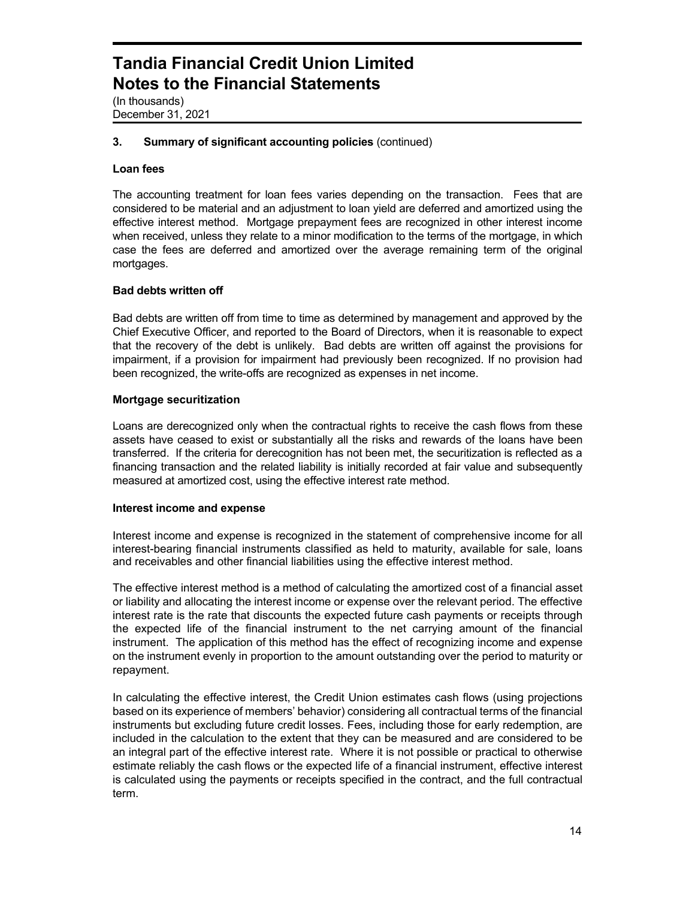# Tandia Financial Credit Union Limited
# Notes to the Financial Statements

(In thousands)
December 31, 2021

## 3. Summary of significant accounting policies (continued)

### Loan fees

The accounting treatment for loan fees varies depending on the transaction. Fees that are considered to be material and an adjustment to loan yield are deferred and amortized using the effective interest method. Mortgage prepayment fees are recognized in other interest income when received, unless they relate to a minor modification to the terms of the mortgage, in which case the fees are deferred and amortized over the average remaining term of the original mortgages.

### Bad debts written off

Bad debts are written off from time to time as determined by management and approved by the Chief Executive Officer, and reported to the Board of Directors, when it is reasonable to expect that the recovery of the debt is unlikely. Bad debts are written off against the provisions for impairment, if a provision for impairment had previously been recognized. If no provision had been recognized, the write-offs are recognized as expenses in net income.

### Mortgage securitization

Loans are derecognized only when the contractual rights to receive the cash flows from these assets have ceased to exist or substantially all the risks and rewards of the loans have been transferred. If the criteria for derecognition has not been met, the securitization is reflected as a financing transaction and the related liability is initially recorded at fair value and subsequently measured at amortized cost, using the effective interest rate method.

### Interest income and expense

Interest income and expense is recognized in the statement of comprehensive income for all interest-bearing financial instruments classified as held to maturity, available for sale, loans and receivables and other financial liabilities using the effective interest method.

The effective interest method is a method of calculating the amortized cost of a financial asset or liability and allocating the interest income or expense over the relevant period. The effective interest rate is the rate that discounts the expected future cash payments or receipts through the expected life of the financial instrument to the net carrying amount of the financial instrument. The application of this method has the effect of recognizing income and expense on the instrument evenly in proportion to the amount outstanding over the period to maturity or repayment.

In calculating the effective interest, the Credit Union estimates cash flows (using projections based on its experience of members' behavior) considering all contractual terms of the financial instruments but excluding future credit losses. Fees, including those for early redemption, are included in the calculation to the extent that they can be measured and are considered to be an integral part of the effective interest rate. Where it is not possible or practical to otherwise estimate reliably the cash flows or the expected life of a financial instrument, effective interest is calculated using the payments or receipts specified in the contract, and the full contractual term.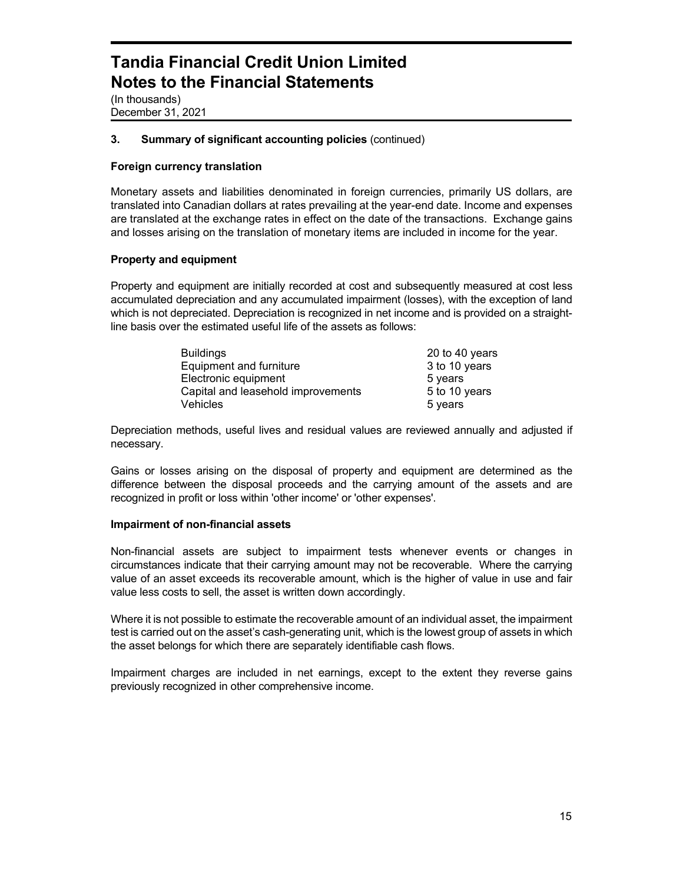# Tandia Financial Credit Union Limited
# Notes to the Financial Statements

(In thousands)
December 31, 2021

## 3. Summary of significant accounting policies (continued)

### Foreign currency translation

Monetary assets and liabilities denominated in foreign currencies, primarily US dollars, are translated into Canadian dollars at rates prevailing at the year-end date. Income and expenses are translated at the exchange rates in effect on the date of the transactions. Exchange gains and losses arising on the translation of monetary items are included in income for the year.

### Property and equipment

Property and equipment are initially recorded at cost and subsequently measured at cost less accumulated depreciation and any accumulated impairment (losses), with the exception of land which is not depreciated. Depreciation is recognized in net income and is provided on a straight-line basis over the estimated useful life of the assets as follows:

| | |
|---|---|
| Buildings | 20 to 40 years |
| Equipment and furniture | 3 to 10 years |
| Electronic equipment | 5 years |
| Capital and leasehold improvements | 5 to 10 years |
| Vehicles | 5 years |

Depreciation methods, useful lives and residual values are reviewed annually and adjusted if necessary.

Gains or losses arising on the disposal of property and equipment are determined as the difference between the disposal proceeds and the carrying amount of the assets and are recognized in profit or loss within 'other income' or 'other expenses'.

### Impairment of non-financial assets

Non-financial assets are subject to impairment tests whenever events or changes in circumstances indicate that their carrying amount may not be recoverable. Where the carrying value of an asset exceeds its recoverable amount, which is the higher of value in use and fair value less costs to sell, the asset is written down accordingly.

Where it is not possible to estimate the recoverable amount of an individual asset, the impairment test is carried out on the asset's cash-generating unit, which is the lowest group of assets in which the asset belongs for which there are separately identifiable cash flows.

Impairment charges are included in net earnings, except to the extent they reverse gains previously recognized in other comprehensive income.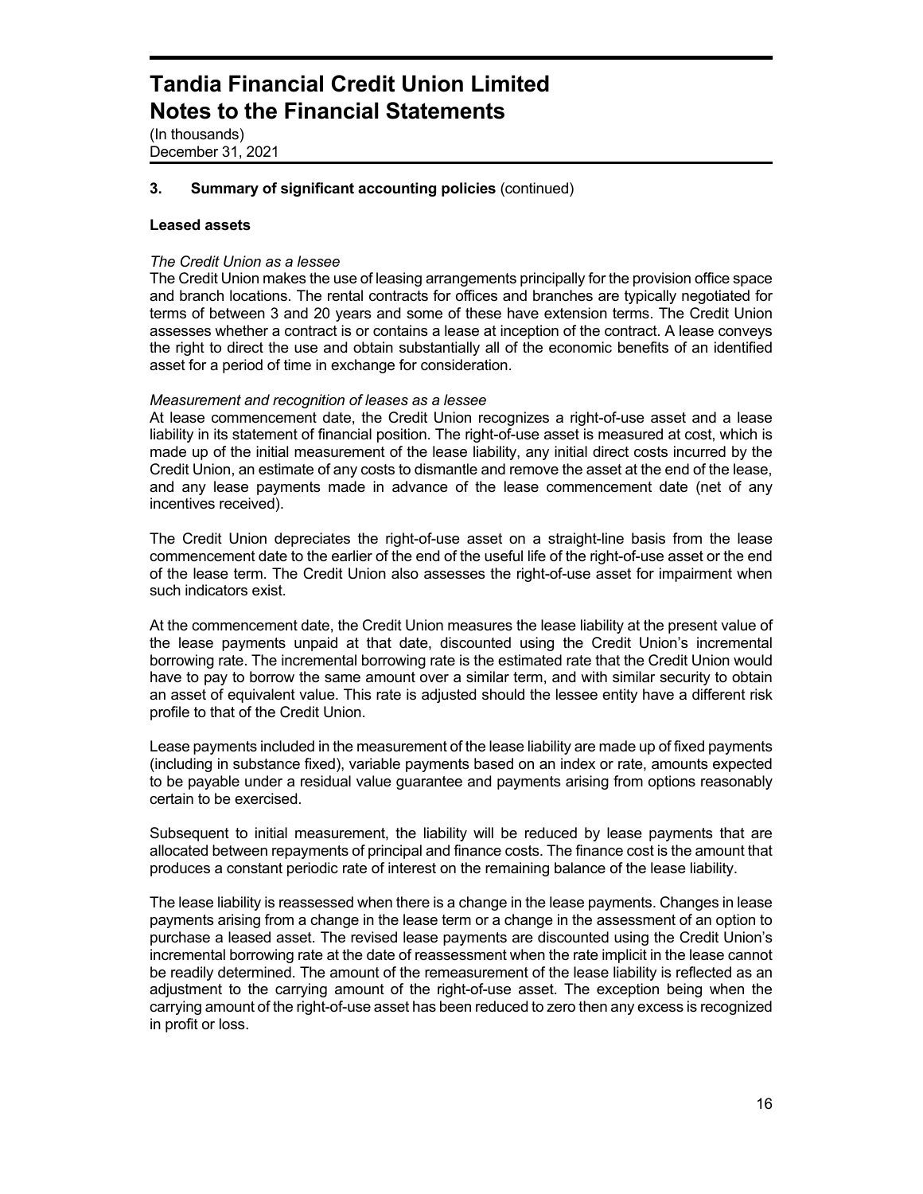### 3. Summary of significant accounting policies (continued)

**Leased assets**

*The Credit Union as a lessee*

The Credit Union makes the use of leasing arrangements principally for the provision office space and branch locations. The rental contracts for offices and branches are typically negotiated for terms of between 3 and 20 years and some of these have extension terms. The Credit Union assesses whether a contract is or contains a lease at inception of the contract. A lease conveys the right to direct the use and obtain substantially all of the economic benefits of an identified asset for a period of time in exchange for consideration.

*Measurement and recognition of leases as a lessee*

At lease commencement date, the Credit Union recognizes a right-of-use asset and a lease liability in its statement of financial position. The right-of-use asset is measured at cost, which is made up of the initial measurement of the lease liability, any initial direct costs incurred by the Credit Union, an estimate of any costs to dismantle and remove the asset at the end of the lease, and any lease payments made in advance of the lease commencement date (net of any incentives received).

The Credit Union depreciates the right-of-use asset on a straight-line basis from the lease commencement date to the earlier of the end of the useful life of the right-of-use asset or the end of the lease term. The Credit Union also assesses the right-of-use asset for impairment when such indicators exist.

At the commencement date, the Credit Union measures the lease liability at the present value of the lease payments unpaid at that date, discounted using the Credit Union's incremental borrowing rate. The incremental borrowing rate is the estimated rate that the Credit Union would have to pay to borrow the same amount over a similar term, and with similar security to obtain an asset of equivalent value. This rate is adjusted should the lessee entity have a different risk profile to that of the Credit Union.

Lease payments included in the measurement of the lease liability are made up of fixed payments (including in substance fixed), variable payments based on an index or rate, amounts expected to be payable under a residual value guarantee and payments arising from options reasonably certain to be exercised.

Subsequent to initial measurement, the liability will be reduced by lease payments that are allocated between repayments of principal and finance costs. The finance cost is the amount that produces a constant periodic rate of interest on the remaining balance of the lease liability.

The lease liability is reassessed when there is a change in the lease payments. Changes in lease payments arising from a change in the lease term or a change in the assessment of an option to purchase a leased asset. The revised lease payments are discounted using the Credit Union's incremental borrowing rate at the date of reassessment when the rate implicit in the lease cannot be readily determined. The amount of the remeasurement of the lease liability is reflected as an adjustment to the carrying amount of the right-of-use asset. The exception being when the carrying amount of the right-of-use asset has been reduced to zero then any excess is recognized in profit or loss.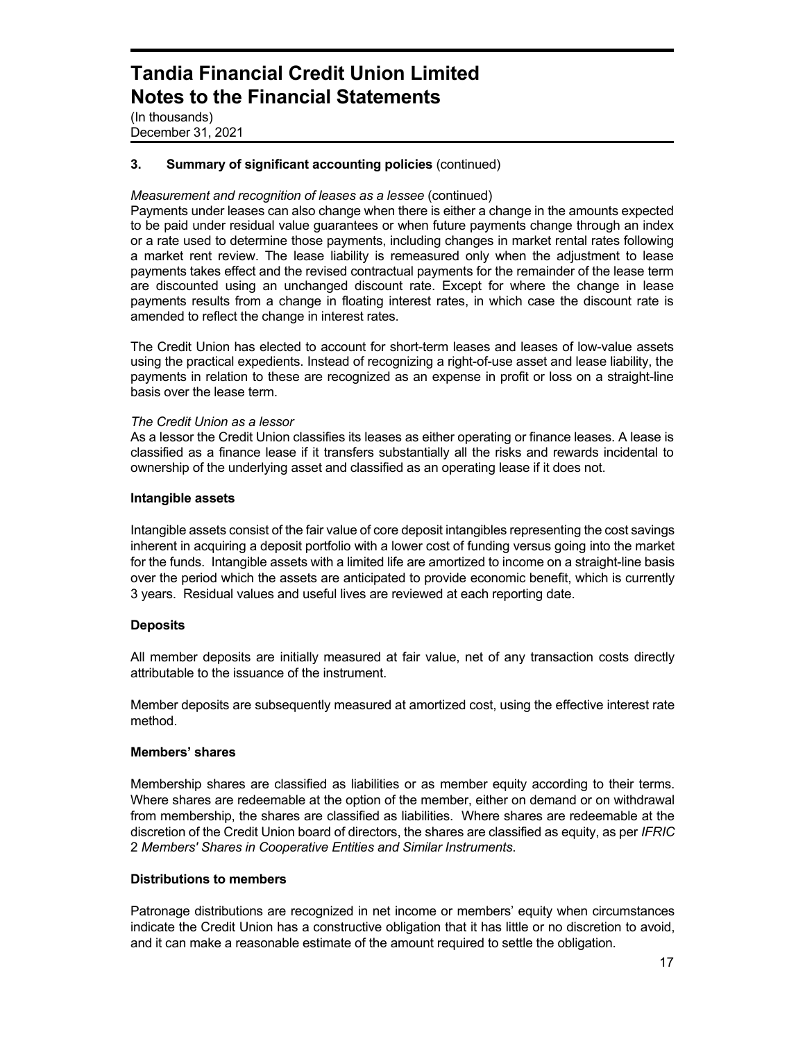### 3. Summary of significant accounting policies (continued)

*Measurement and recognition of leases as a lessee* (continued)

Payments under leases can also change when there is either a change in the amounts expected to be paid under residual value guarantees or when future payments change through an index or a rate used to determine those payments, including changes in market rental rates following a market rent review. The lease liability is remeasured only when the adjustment to lease payments takes effect and the revised contractual payments for the remainder of the lease term are discounted using an unchanged discount rate. Except for where the change in lease payments results from a change in floating interest rates, in which case the discount rate is amended to reflect the change in interest rates.

The Credit Union has elected to account for short-term leases and leases of low-value assets using the practical expedients. Instead of recognizing a right-of-use asset and lease liability, the payments in relation to these are recognized as an expense in profit or loss on a straight-line basis over the lease term.

*The Credit Union as a lessor*

As a lessor the Credit Union classifies its leases as either operating or finance leases. A lease is classified as a finance lease if it transfers substantially all the risks and rewards incidental to ownership of the underlying asset and classified as an operating lease if it does not.

**Intangible assets**

Intangible assets consist of the fair value of core deposit intangibles representing the cost savings inherent in acquiring a deposit portfolio with a lower cost of funding versus going into the market for the funds. Intangible assets with a limited life are amortized to income on a straight-line basis over the period which the assets are anticipated to provide economic benefit, which is currently 3 years. Residual values and useful lives are reviewed at each reporting date.

**Deposits**

All member deposits are initially measured at fair value, net of any transaction costs directly attributable to the issuance of the instrument.

Member deposits are subsequently measured at amortized cost, using the effective interest rate method.

**Members' shares**

Membership shares are classified as liabilities or as member equity according to their terms. Where shares are redeemable at the option of the member, either on demand or on withdrawal from membership, the shares are classified as liabilities. Where shares are redeemable at the discretion of the Credit Union board of directors, the shares are classified as equity, as per *IFRIC 2 Members' Shares in Cooperative Entities and Similar Instruments*.

**Distributions to members**

Patronage distributions are recognized in net income or members' equity when circumstances indicate the Credit Union has a constructive obligation that it has little or no discretion to avoid, and it can make a reasonable estimate of the amount required to settle the obligation.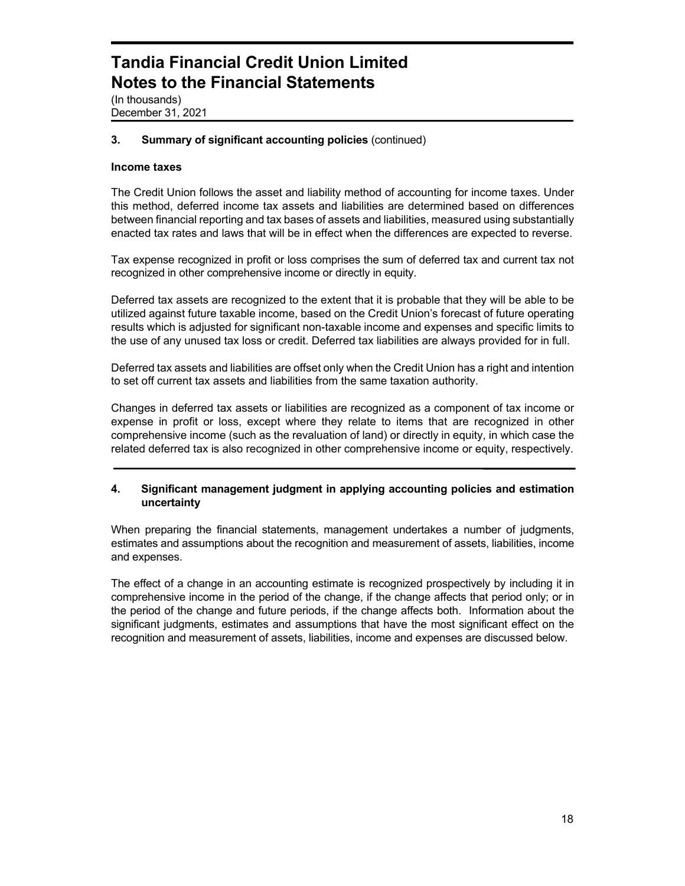### 3. Summary of significant accounting policies (continued)

**Income taxes**

The Credit Union follows the asset and liability method of accounting for income taxes. Under this method, deferred income tax assets and liabilities are determined based on differences between financial reporting and tax bases of assets and liabilities, measured using substantially enacted tax rates and laws that will be in effect when the differences are expected to reverse.

Tax expense recognized in profit or loss comprises the sum of deferred tax and current tax not recognized in other comprehensive income or directly in equity.

Deferred tax assets are recognized to the extent that it is probable that they will be able to be utilized against future taxable income, based on the Credit Union's forecast of future operating results which is adjusted for significant non-taxable income and expenses and specific limits to the use of any unused tax loss or credit. Deferred tax liabilities are always provided for in full.

Deferred tax assets and liabilities are offset only when the Credit Union has a right and intention to set off current tax assets and liabilities from the same taxation authority.

Changes in deferred tax assets or liabilities are recognized as a component of tax income or expense in profit or loss, except where they relate to items that are recognized in other comprehensive income (such as the revaluation of land) or directly in equity, in which case the related deferred tax is also recognized in other comprehensive income or equity, respectively.

### 4. Significant management judgment in applying accounting policies and estimation uncertainty

When preparing the financial statements, management undertakes a number of judgments, estimates and assumptions about the recognition and measurement of assets, liabilities, income and expenses.

The effect of a change in an accounting estimate is recognized prospectively by including it in comprehensive income in the period of the change, if the change affects that period only; or in the period of the change and future periods, if the change affects both. Information about the significant judgments, estimates and assumptions that have the most significant effect on the recognition and measurement of assets, liabilities, income and expenses are discussed below.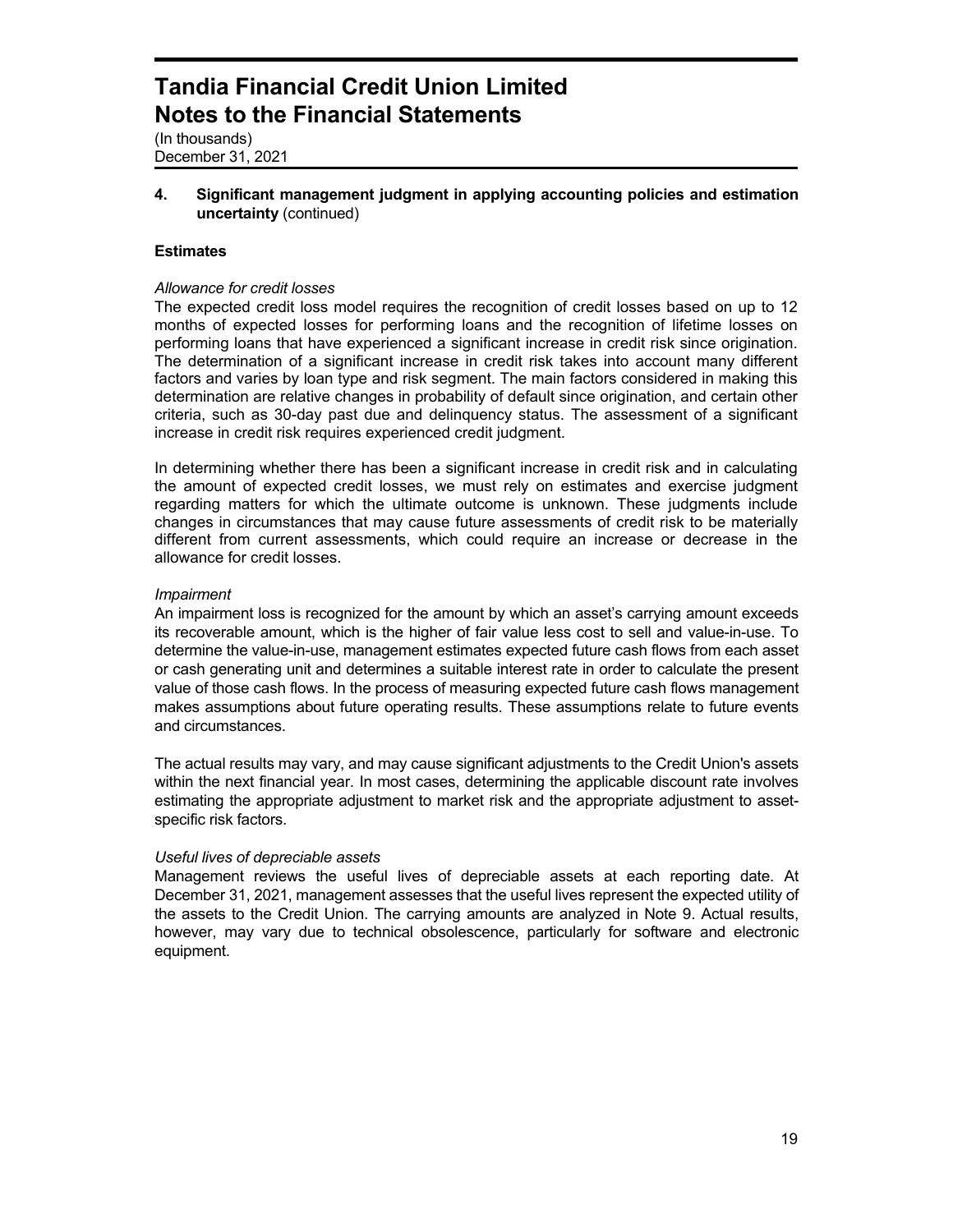# Tandia Financial Credit Union Limited
# Notes to the Financial Statements

(In thousands)
December 31, 2021

**4. Significant management judgment in applying accounting policies and estimation uncertainty** (continued)

**Estimates**

*Allowance for credit losses*

The expected credit loss model requires the recognition of credit losses based on up to 12 months of expected losses for performing loans and the recognition of lifetime losses on performing loans that have experienced a significant increase in credit risk since origination. The determination of a significant increase in credit risk takes into account many different factors and varies by loan type and risk segment. The main factors considered in making this determination are relative changes in probability of default since origination, and certain other criteria, such as 30-day past due and delinquency status. The assessment of a significant increase in credit risk requires experienced credit judgment.

In determining whether there has been a significant increase in credit risk and in calculating the amount of expected credit losses, we must rely on estimates and exercise judgment regarding matters for which the ultimate outcome is unknown. These judgments include changes in circumstances that may cause future assessments of credit risk to be materially different from current assessments, which could require an increase or decrease in the allowance for credit losses.

*Impairment*

An impairment loss is recognized for the amount by which an asset's carrying amount exceeds its recoverable amount, which is the higher of fair value less cost to sell and value-in-use. To determine the value-in-use, management estimates expected future cash flows from each asset or cash generating unit and determines a suitable interest rate in order to calculate the present value of those cash flows. In the process of measuring expected future cash flows management makes assumptions about future operating results. These assumptions relate to future events and circumstances.

The actual results may vary, and may cause significant adjustments to the Credit Union's assets within the next financial year. In most cases, determining the applicable discount rate involves estimating the appropriate adjustment to market risk and the appropriate adjustment to asset-specific risk factors.

*Useful lives of depreciable assets*

Management reviews the useful lives of depreciable assets at each reporting date. At December 31, 2021, management assesses that the useful lives represent the expected utility of the assets to the Credit Union. The carrying amounts are analyzed in Note 9. Actual results, however, may vary due to technical obsolescence, particularly for software and electronic equipment.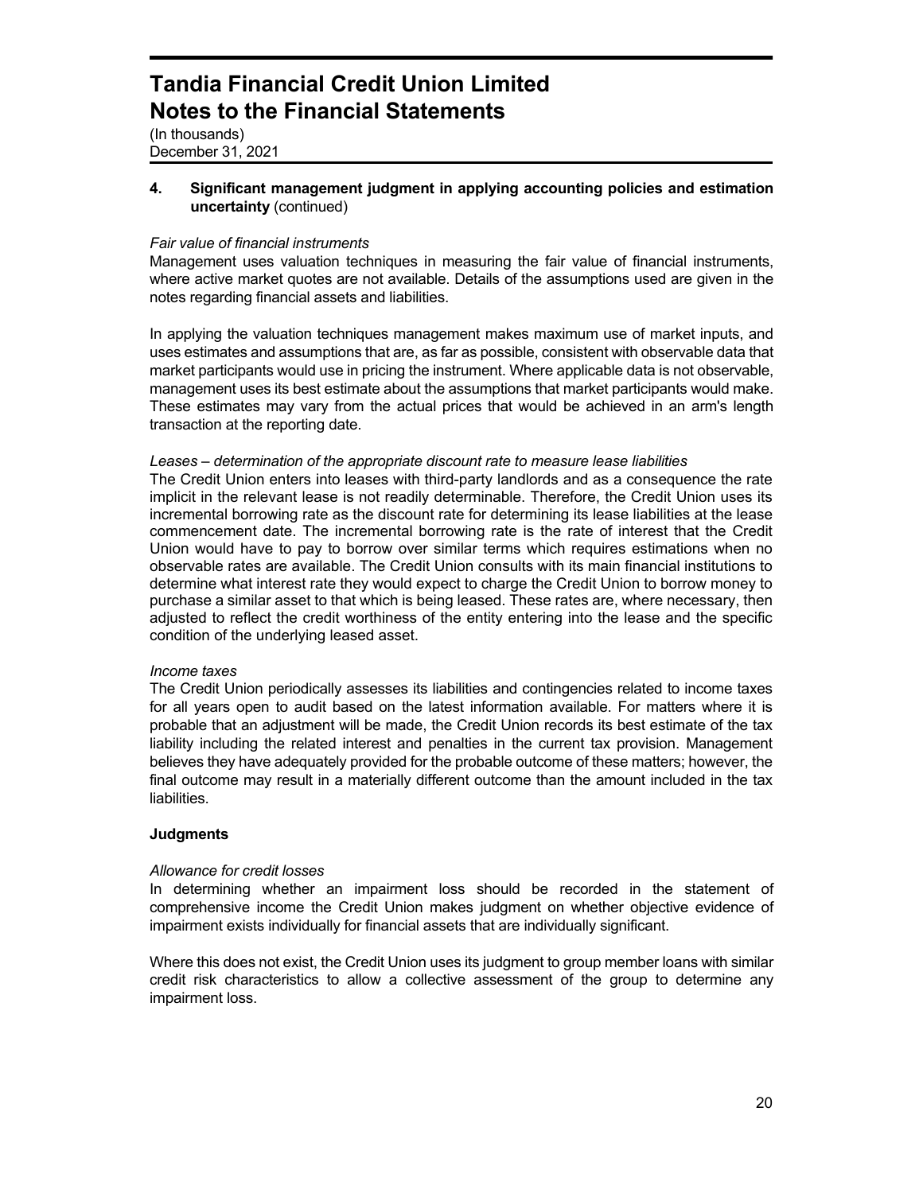# Tandia Financial Credit Union Limited
# Notes to the Financial Statements

(In thousands)
December 31, 2021

## 4. Significant management judgment in applying accounting policies and estimation uncertainty (continued)

*Fair value of financial instruments*
Management uses valuation techniques in measuring the fair value of financial instruments, where active market quotes are not available. Details of the assumptions used are given in the notes regarding financial assets and liabilities.

In applying the valuation techniques management makes maximum use of market inputs, and uses estimates and assumptions that are, as far as possible, consistent with observable data that market participants would use in pricing the instrument. Where applicable data is not observable, management uses its best estimate about the assumptions that market participants would make. These estimates may vary from the actual prices that would be achieved in an arm's length transaction at the reporting date.

*Leases – determination of the appropriate discount rate to measure lease liabilities*
The Credit Union enters into leases with third-party landlords and as a consequence the rate implicit in the relevant lease is not readily determinable. Therefore, the Credit Union uses its incremental borrowing rate as the discount rate for determining its lease liabilities at the lease commencement date. The incremental borrowing rate is the rate of interest that the Credit Union would have to pay to borrow over similar terms which requires estimations when no observable rates are available. The Credit Union consults with its main financial institutions to determine what interest rate they would expect to charge the Credit Union to borrow money to purchase a similar asset to that which is being leased. These rates are, where necessary, then adjusted to reflect the credit worthiness of the entity entering into the lease and the specific condition of the underlying leased asset.

*Income taxes*
The Credit Union periodically assesses its liabilities and contingencies related to income taxes for all years open to audit based on the latest information available. For matters where it is probable that an adjustment will be made, the Credit Union records its best estimate of the tax liability including the related interest and penalties in the current tax provision. Management believes they have adequately provided for the probable outcome of these matters; however, the final outcome may result in a materially different outcome than the amount included in the tax liabilities.

### Judgments

*Allowance for credit losses*
In determining whether an impairment loss should be recorded in the statement of comprehensive income the Credit Union makes judgment on whether objective evidence of impairment exists individually for financial assets that are individually significant.

Where this does not exist, the Credit Union uses its judgment to group member loans with similar credit risk characteristics to allow a collective assessment of the group to determine any impairment loss.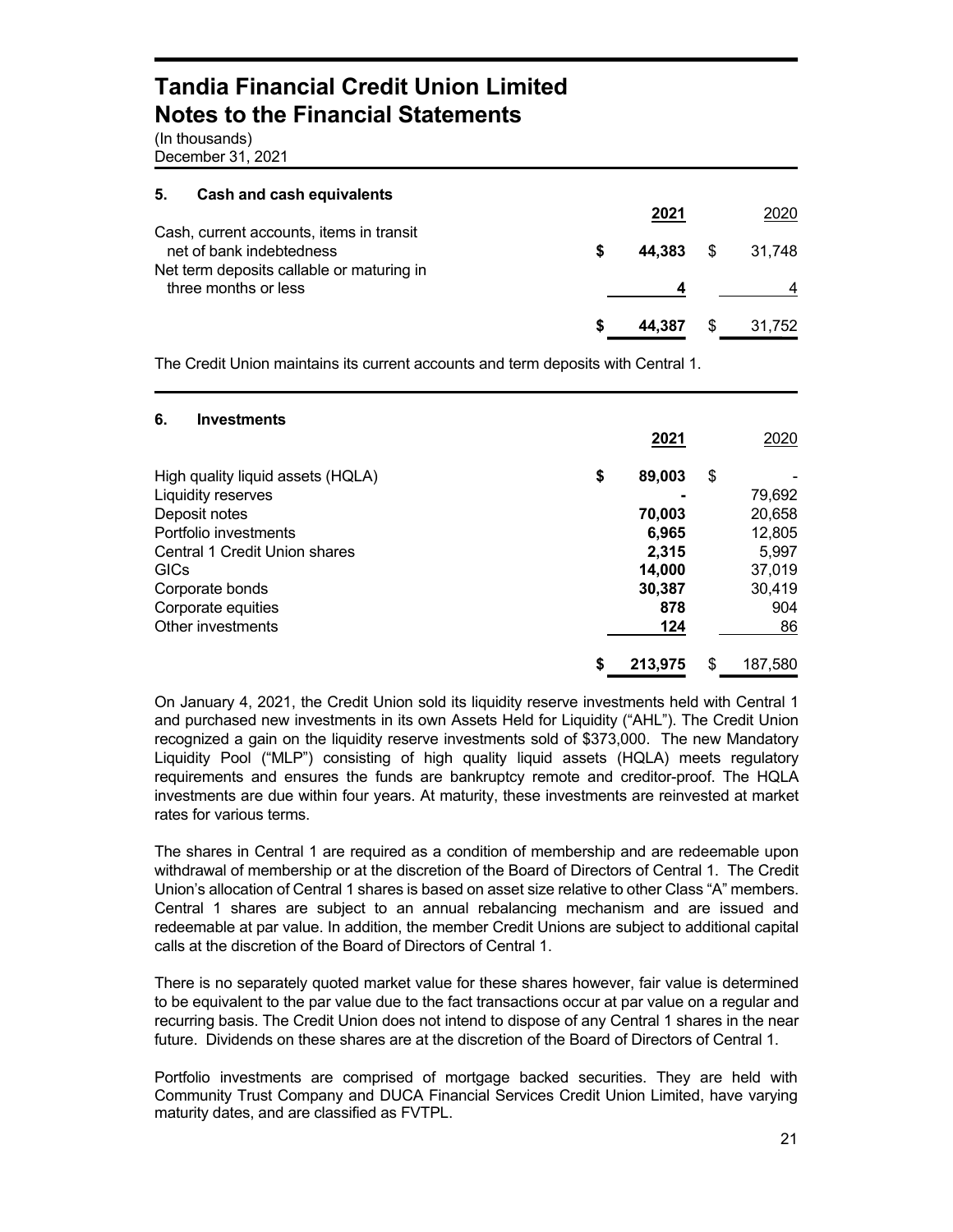# Tandia Financial Credit Union Limited
# Notes to the Financial Statements

(In thousands)
December 31, 2021

## 5. Cash and cash equivalents

| | 2021 | 2020 |
|---|---|---|
| Cash, current accounts, items in transit net of bank indebtedness | $ 44,383 | $ 31,748 |
| Net term deposits callable or maturing in three months or less | 4 | 4 |
| | $ 44,387 | $ 31,752 |

The Credit Union maintains its current accounts and term deposits with Central 1.

## 6. Investments

| | 2021 | 2020 |
|---|---|---|
| High quality liquid assets (HQLA) | $ 89,003 | $ - |
| Liquidity reserves | - | 79,692 |
| Deposit notes | 70,003 | 20,658 |
| Portfolio investments | 6,965 | 12,805 |
| Central 1 Credit Union shares | 2,315 | 5,997 |
| GICs | 14,000 | 37,019 |
| Corporate bonds | 30,387 | 30,419 |
| Corporate equities | 878 | 904 |
| Other investments | 124 | 86 |
| | $ 213,975 | $ 187,580 |

On January 4, 2021, the Credit Union sold its liquidity reserve investments held with Central 1 and purchased new investments in its own Assets Held for Liquidity ("AHL"). The Credit Union recognized a gain on the liquidity reserve investments sold of $373,000. The new Mandatory Liquidity Pool ("MLP") consisting of high quality liquid assets (HQLA) meets regulatory requirements and ensures the funds are bankruptcy remote and creditor-proof. The HQLA investments are due within four years. At maturity, these investments are reinvested at market rates for various terms.

The shares in Central 1 are required as a condition of membership and are redeemable upon withdrawal of membership or at the discretion of the Board of Directors of Central 1. The Credit Union's allocation of Central 1 shares is based on asset size relative to other Class "A" members. Central 1 shares are subject to an annual rebalancing mechanism and are issued and redeemable at par value. In addition, the member Credit Unions are subject to additional capital calls at the discretion of the Board of Directors of Central 1.

There is no separately quoted market value for these shares however, fair value is determined to be equivalent to the par value due to the fact transactions occur at par value on a regular and recurring basis. The Credit Union does not intend to dispose of any Central 1 shares in the near future. Dividends on these shares are at the discretion of the Board of Directors of Central 1.

Portfolio investments are comprised of mortgage backed securities. They are held with Community Trust Company and DUCA Financial Services Credit Union Limited, have varying maturity dates, and are classified as FVTPL.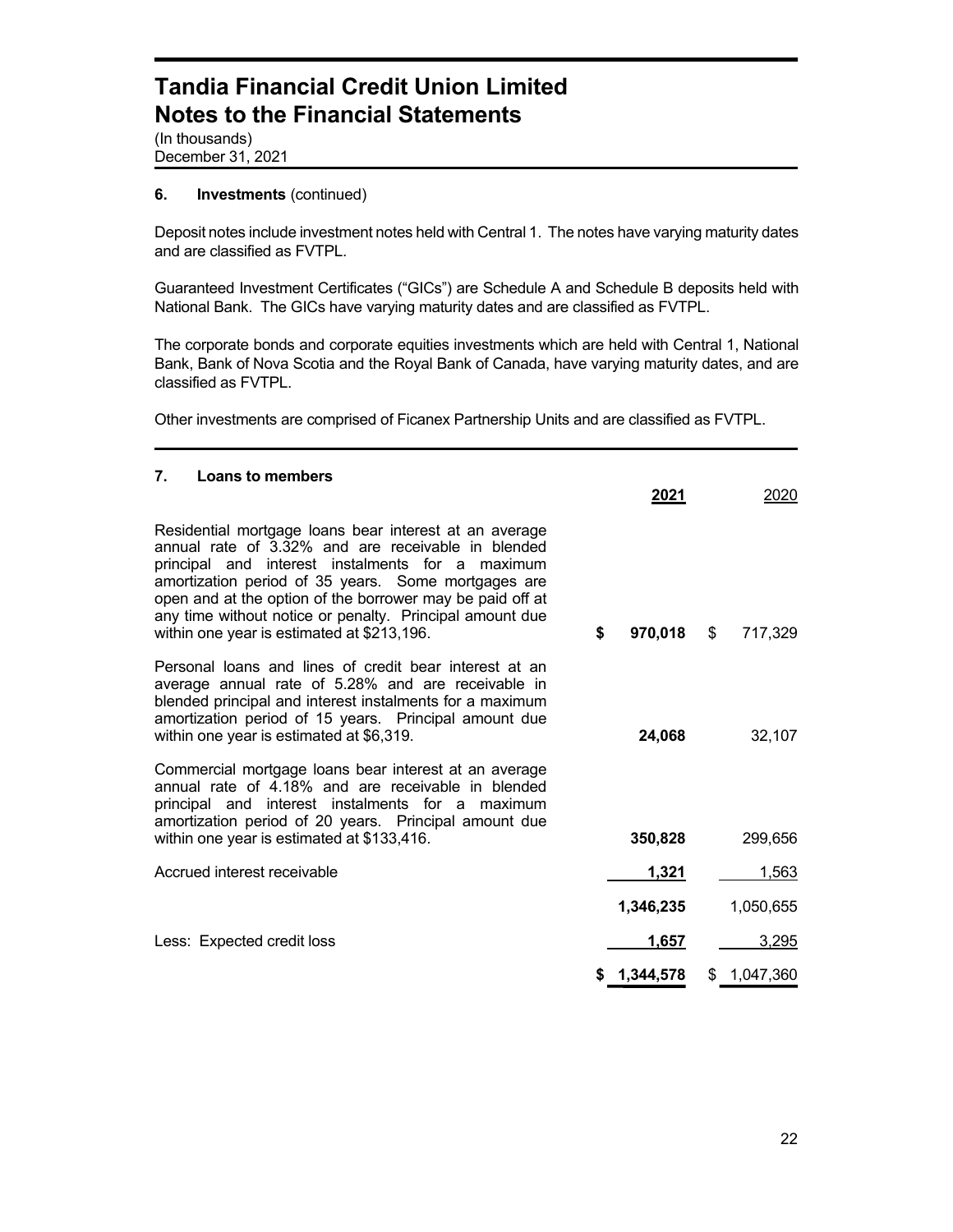# Tandia Financial Credit Union Limited
# Notes to the Financial Statements

(In thousands)
December 31, 2021

### 6. Investments (continued)

Deposit notes include investment notes held with Central 1. The notes have varying maturity dates and are classified as FVTPL.

Guaranteed Investment Certificates ("GICs") are Schedule A and Schedule B deposits held with National Bank. The GICs have varying maturity dates and are classified as FVTPL.

The corporate bonds and corporate equities investments which are held with Central 1, National Bank, Bank of Nova Scotia and the Royal Bank of Canada, have varying maturity dates, and are classified as FVTPL.

Other investments are comprised of Ficanex Partnership Units and are classified as FVTPL.

### 7. Loans to members

| | **2021** | 2020 |
|---|---|---|
| Residential mortgage loans bear interest at an average annual rate of 3.32% and are receivable in blended principal and interest instalments for a maximum amortization period of 35 years. Some mortgages are open and at the option of the borrower may be paid off at any time without notice or penalty. Principal amount due within one year is estimated at $213,196. | **$ 970,018** | $ 717,329 |
| Personal loans and lines of credit bear interest at an average annual rate of 5.28% and are receivable in blended principal and interest instalments for a maximum amortization period of 15 years. Principal amount due within one year is estimated at $6,319. | **24,068** | 32,107 |
| Commercial mortgage loans bear interest at an average annual rate of 4.18% and are receivable in blended principal and interest instalments for a maximum amortization period of 20 years. Principal amount due within one year is estimated at $133,416. | **350,828** | 299,656 |
| Accrued interest receivable | **1,321** | 1,563 |
| | **1,346,235** | 1,050,655 |
| Less: Expected credit loss | **1,657** | 3,295 |
| | **$ 1,344,578** | $ 1,047,360 |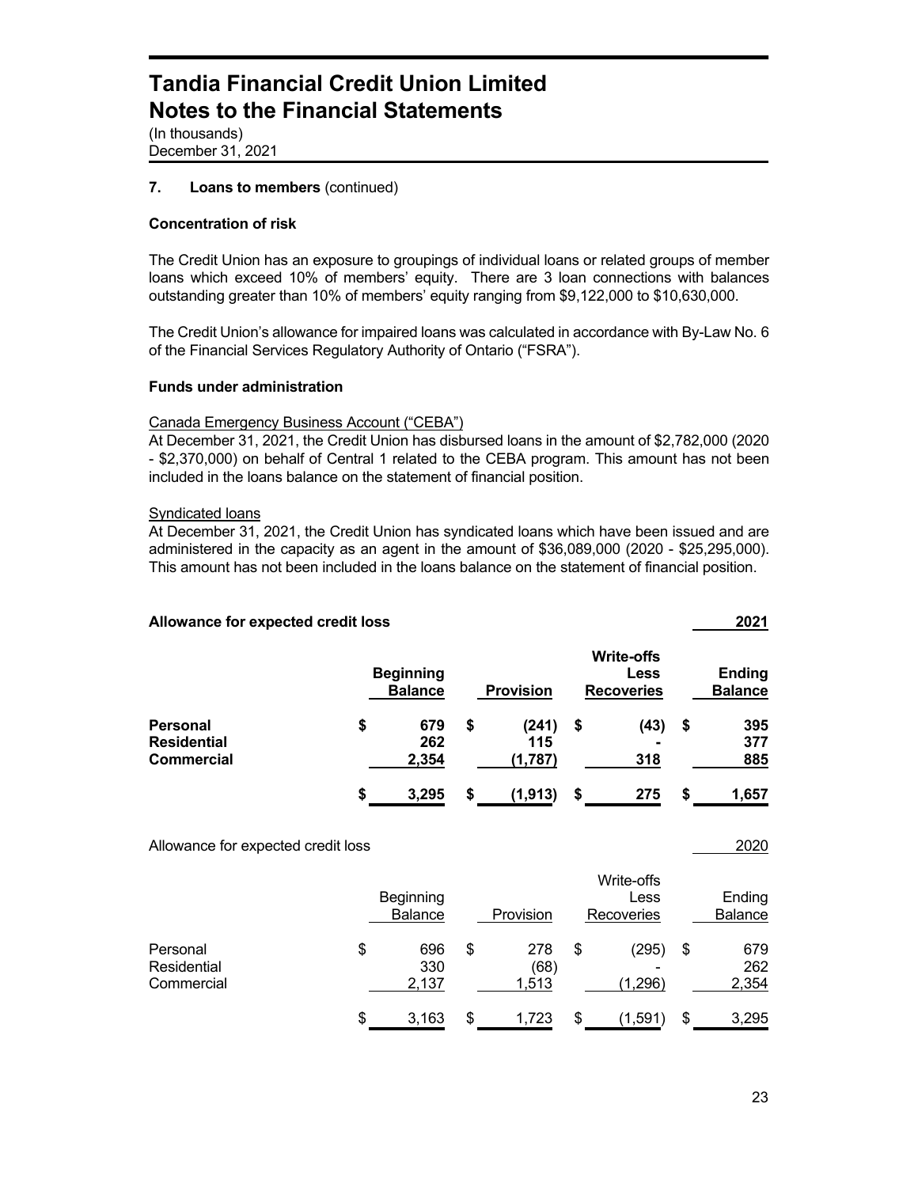# Tandia Financial Credit Union Limited
# Notes to the Financial Statements

(In thousands)
December 31, 2021

### 7. Loans to members (continued)

**Concentration of risk**

The Credit Union has an exposure to groupings of individual loans or related groups of member loans which exceed 10% of members' equity. There are 3 loan connections with balances outstanding greater than 10% of members' equity ranging from $9,122,000 to $10,630,000.

The Credit Union's allowance for impaired loans was calculated in accordance with By-Law No. 6 of the Financial Services Regulatory Authority of Ontario ("FSRA").

**Funds under administration**

Canada Emergency Business Account ("CEBA")
At December 31, 2021, the Credit Union has disbursed loans in the amount of $2,782,000 (2020 - $2,370,000) on behalf of Central 1 related to the CEBA program. This amount has not been included in the loans balance on the statement of financial position.

Syndicated loans
At December 31, 2021, the Credit Union has syndicated loans which have been issued and are administered in the capacity as an agent in the amount of $36,089,000 (2020 - $25,295,000). This amount has not been included in the loans balance on the statement of financial position.

**Allowance for expected credit loss** **2021**

| | Beginning Balance | Provision | Write-offs Less Recoveries | Ending Balance |
|---|---|---|---|---|
| **Personal** | **$ 679** | **$ (241)** | **$ (43)** | **$ 395** |
| **Residential** | **262** | **115** | **-** | **377** |
| **Commercial** | **2,354** | **(1,787)** | **318** | **885** |
| | **$ 3,295** | **$ (1,913)** | **$ 275** | **$ 1,657** |

Allowance for expected credit loss 2020

| | Beginning Balance | Provision | Write-offs Less Recoveries | Ending Balance |
|---|---|---|---|---|
| Personal | $ 696 | $ 278 | $ (295) | $ 679 |
| Residential | 330 | (68) | - | 262 |
| Commercial | 2,137 | 1,513 | (1,296) | 2,354 |
| | $ 3,163 | $ 1,723 | $ (1,591) | $ 3,295 |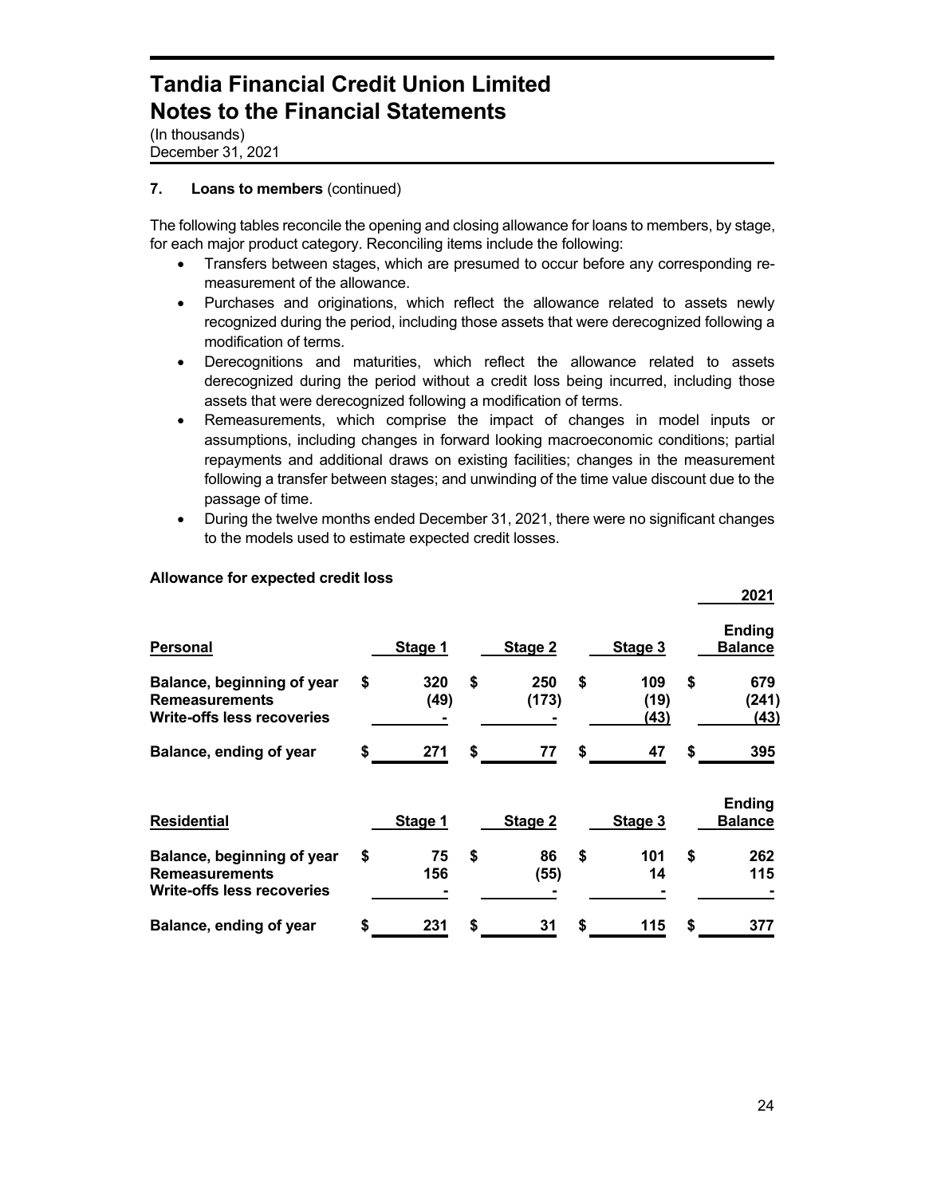# Tandia Financial Credit Union Limited
# Notes to the Financial Statements

(In thousands)
December 31, 2021

### 7. Loans to members (continued)

The following tables reconcile the opening and closing allowance for loans to members, by stage, for each major product category. Reconciling items include the following:

- Transfers between stages, which are presumed to occur before any corresponding re-measurement of the allowance.
- Purchases and originations, which reflect the allowance related to assets newly recognized during the period, including those assets that were derecognized following a modification of terms.
- Derecognitions and maturities, which reflect the allowance related to assets derecognized during the period without a credit loss being incurred, including those assets that were derecognized following a modification of terms.
- Remeasurements, which comprise the impact of changes in model inputs or assumptions, including changes in forward looking macroeconomic conditions; partial repayments and additional draws on existing facilities; changes in the measurement following a transfer between stages; and unwinding of the time value discount due to the passage of time.
- During the twelve months ended December 31, 2021, there were no significant changes to the models used to estimate expected credit losses.

**Allowance for expected credit loss**

| | | | | 2021 |
|---|---|---|---|---|
| **Personal** | **Stage 1** | **Stage 2** | **Stage 3** | **Ending Balance** |
| **Balance, beginning of year** | $ 320 | $ 250 | $ 109 | $ 679 |
| **Remeasurements** | (49) | (173) | (19) | (241) |
| **Write-offs less recoveries** | - | - | (43) | (43) |
| **Balance, ending of year** | $ 271 | $ 77 | $ 47 | $ 395 |

| **Residential** | **Stage 1** | **Stage 2** | **Stage 3** | **Ending Balance** |
|---|---|---|---|---|
| **Balance, beginning of year** | $ 75 | $ 86 | $ 101 | $ 262 |
| **Remeasurements** | 156 | (55) | 14 | 115 |
| **Write-offs less recoveries** | - | - | - | - |
| **Balance, ending of year** | $ 231 | $ 31 | $ 115 | $ 377 |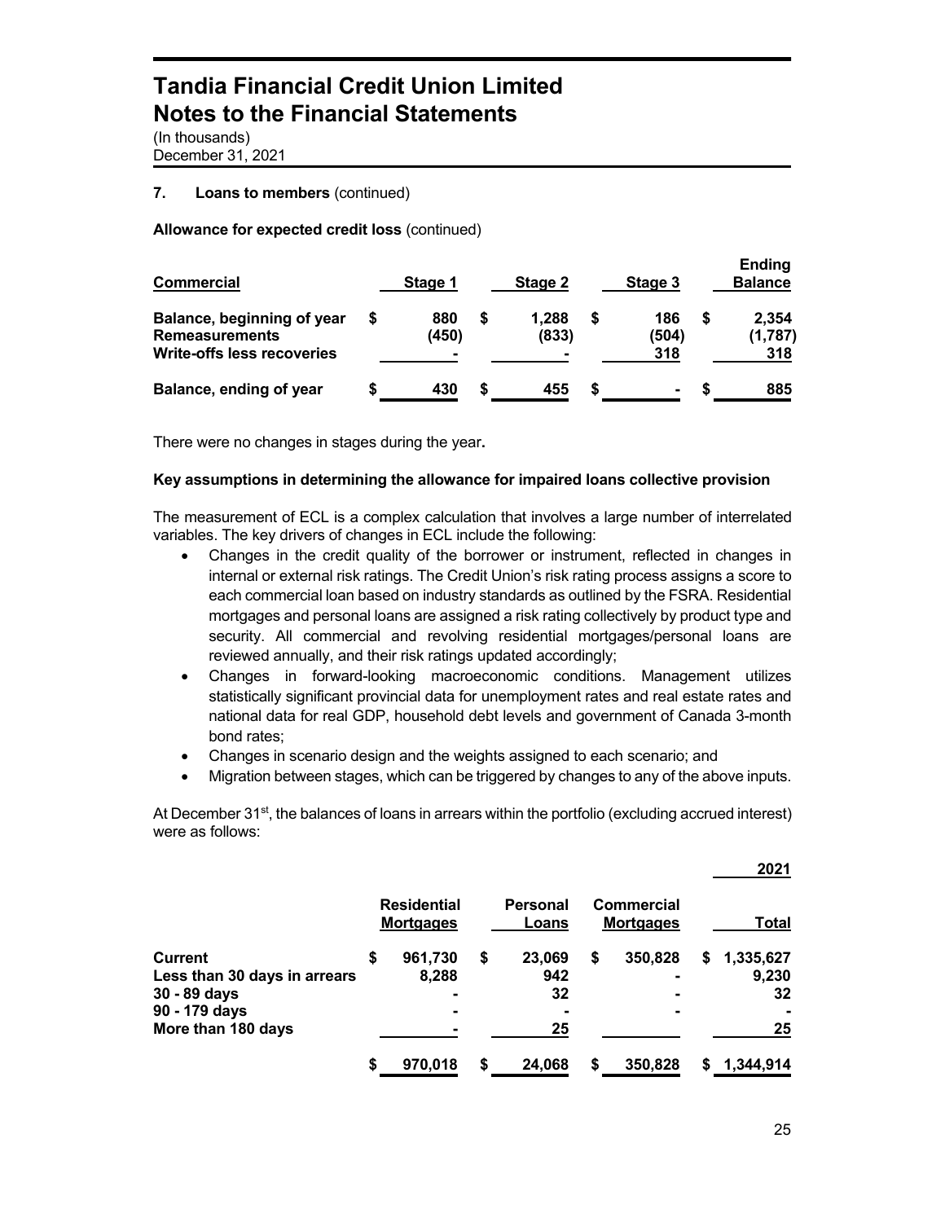# Tandia Financial Credit Union Limited
# Notes to the Financial Statements

(In thousands)
December 31, 2021

## 7. Loans to members (continued)

**Allowance for expected credit loss** (continued)

| Commercial | Stage 1 | Stage 2 | Stage 3 | Ending Balance |
|---|---|---|---|---|
| **Balance, beginning of year** | $ 880 | $ 1,288 | $ 186 | $ 2,354 |
| **Remeasurements** | (450) | (833) | (504) | (1,787) |
| **Write-offs less recoveries** | - | - | 318 | 318 |
| **Balance, ending of year** | $ 430 | $ 455 | $ - | $ 885 |

There were no changes in stages during the year.

**Key assumptions in determining the allowance for impaired loans collective provision**

The measurement of ECL is a complex calculation that involves a large number of interrelated variables. The key drivers of changes in ECL include the following:

- Changes in the credit quality of the borrower or instrument, reflected in changes in internal or external risk ratings. The Credit Union's risk rating process assigns a score to each commercial loan based on industry standards as outlined by the FSRA. Residential mortgages and personal loans are assigned a risk rating collectively by product type and security. All commercial and revolving residential mortgages/personal loans are reviewed annually, and their risk ratings updated accordingly;
- Changes in forward-looking macroeconomic conditions. Management utilizes statistically significant provincial data for unemployment rates and real estate rates and national data for real GDP, household debt levels and government of Canada 3-month bond rates;
- Changes in scenario design and the weights assigned to each scenario; and
- Migration between stages, which can be triggered by changes to any of the above inputs.

At December 31st, the balances of loans in arrears within the portfolio (excluding accrued interest) were as follows:

| | Residential Mortgages | Personal Loans | Commercial Mortgages | 2021 Total |
|---|---|---|---|---|
| **Current** | $ 961,730 | $ 23,069 | $ 350,828 | $ 1,335,627 |
| **Less than 30 days in arrears** | 8,288 | 942 | - | 9,230 |
| **30 - 89 days** | - | 32 | - | 32 |
| **90 - 179 days** | - | - | - | - |
| **More than 180 days** | - | 25 | | 25 |
| | $ 970,018 | $ 24,068 | $ 350,828 | $ 1,344,914 |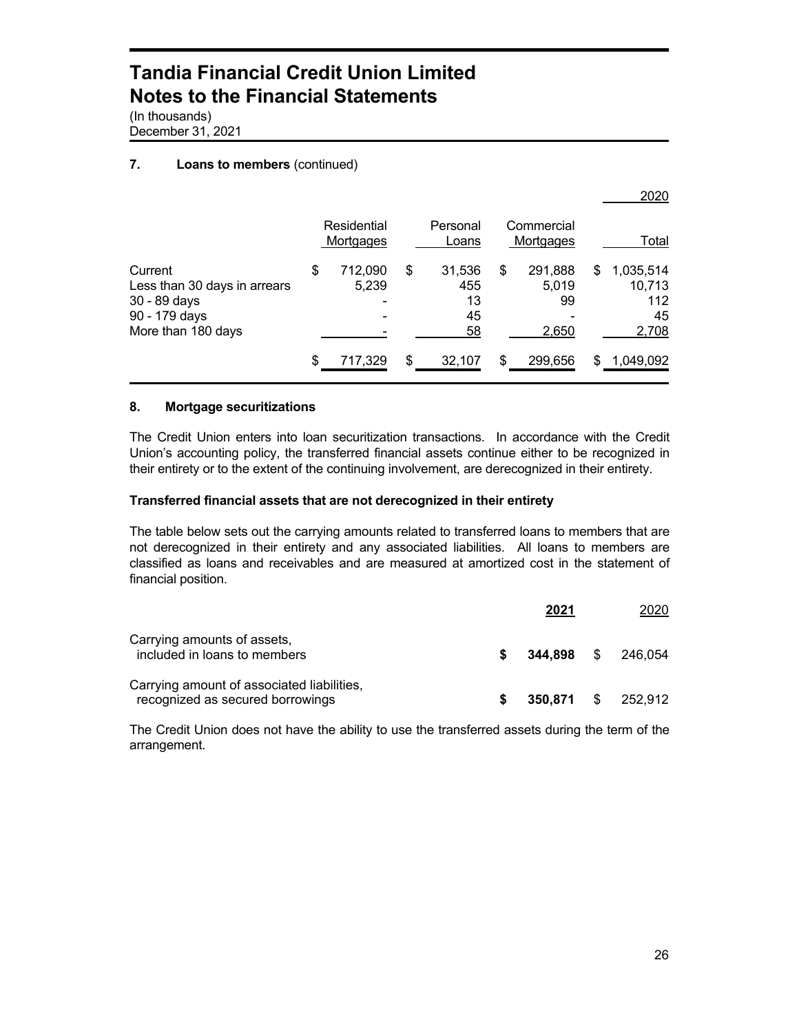# Tandia Financial Credit Union Limited
# Notes to the Financial Statements

(In thousands)
December 31, 2021

## 7. Loans to members (continued)

| | | | | 2020 |
|---|---|---|---|---|
| | Residential Mortgages | Personal Loans | Commercial Mortgages | Total |
| Current | $ 712,090 | $ 31,536 | $ 291,888 | $ 1,035,514 |
| Less than 30 days in arrears | 5,239 | 455 | 5,019 | 10,713 |
| 30 - 89 days | - | 13 | 99 | 112 |
| 90 - 179 days | - | 45 | - | 45 |
| More than 180 days | - | 58 | 2,650 | 2,708 |
| | $ 717,329 | $ 32,107 | $ 299,656 | $ 1,049,092 |

## 8. Mortgage securitizations

The Credit Union enters into loan securitization transactions. In accordance with the Credit Union's accounting policy, the transferred financial assets continue either to be recognized in their entirety or to the extent of the continuing involvement, are derecognized in their entirety.

### Transferred financial assets that are not derecognized in their entirety

The table below sets out the carrying amounts related to transferred loans to members that are not derecognized in their entirety and any associated liabilities. All loans to members are classified as loans and receivables and are measured at amortized cost in the statement of financial position.

| | **2021** | 2020 |
|---|---|---|
| Carrying amounts of assets, included in loans to members | **$ 344,898** | $ 246,054 |
| Carrying amount of associated liabilities, recognized as secured borrowings | **$ 350,871** | $ 252,912 |

The Credit Union does not have the ability to use the transferred assets during the term of the arrangement.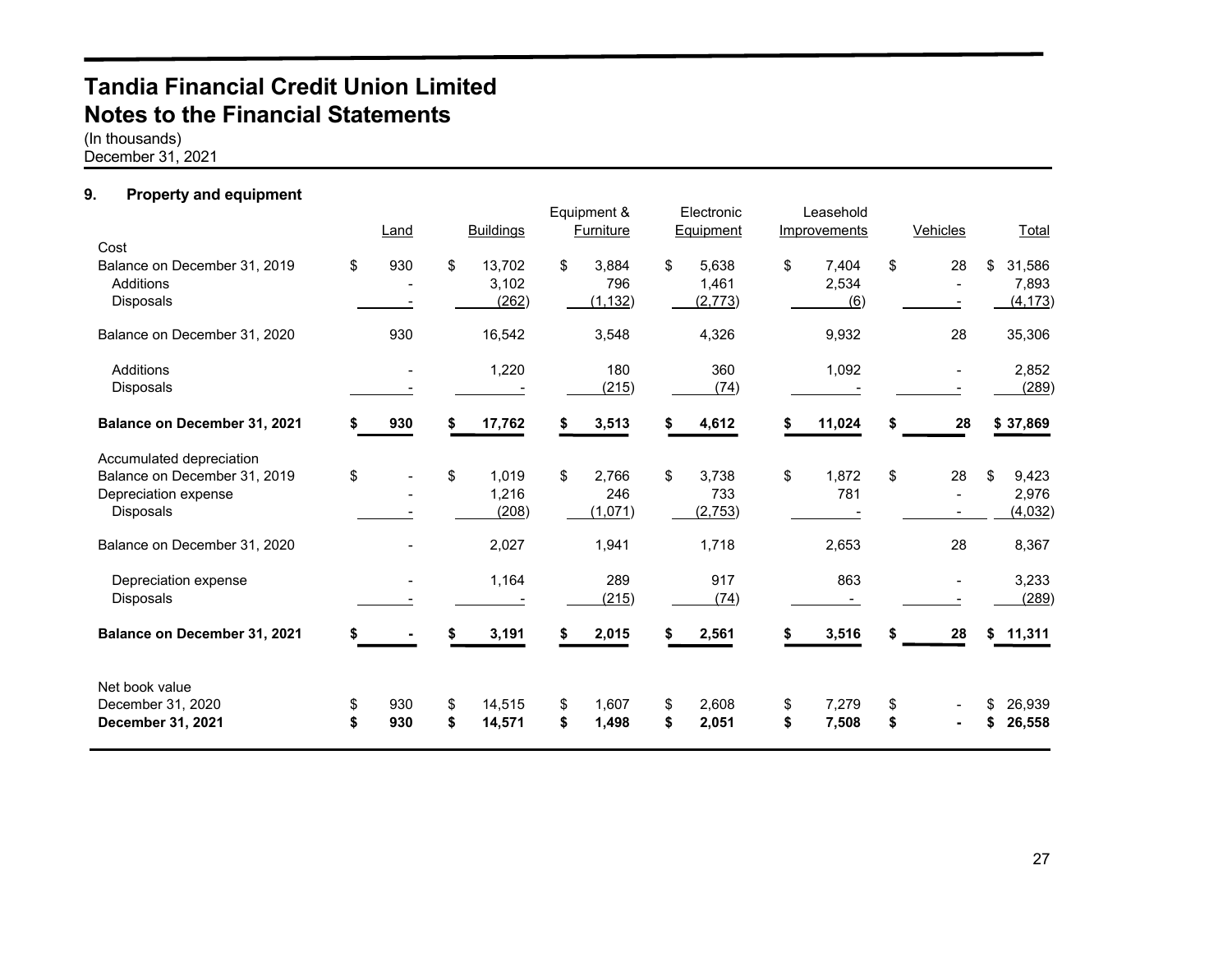# Tandia Financial Credit Union Limited
# Notes to the Financial Statements

(In thousands)
December 31, 2021

## 9. Property and equipment

| | Land | Buildings | Equipment & Furniture | Electronic Equipment | Leasehold Improvements | Vehicles | Total |
|---|---|---|---|---|---|---|---|
| Cost | | | | | | | |
| Balance on December 31, 2019 | $ 930 | $ 13,702 | $ 3,884 | $ 5,638 | $ 7,404 | $ 28 | $ 31,586 |
| Additions | - | 3,102 | 796 | 1,461 | 2,534 | - | 7,893 |
| Disposals | - | (262) | (1,132) | (2,773) | (6) | - | (4,173) |
| Balance on December 31, 2020 | 930 | 16,542 | 3,548 | 4,326 | 9,932 | 28 | 35,306 |
| Additions | - | 1,220 | 180 | 360 | 1,092 | - | 2,852 |
| Disposals | - | - | (215) | (74) | - | - | (289) |
| **Balance on December 31, 2021** | **$ 930** | **$ 17,762** | **$ 3,513** | **$ 4,612** | **$ 11,024** | **$ 28** | **$ 37,869** |
| Accumulated depreciation | | | | | | | |
| Balance on December 31, 2019 | $ - | $ 1,019 | $ 2,766 | $ 3,738 | $ 1,872 | $ 28 | $ 9,423 |
| Depreciation expense | - | 1,216 | 246 | 733 | 781 | - | 2,976 |
| Disposals | - | (208) | (1,071) | (2,753) | - | - | (4,032) |
| Balance on December 31, 2020 | - | 2,027 | 1,941 | 1,718 | 2,653 | 28 | 8,367 |
| Depreciation expense | - | 1,164 | 289 | 917 | 863 | - | 3,233 |
| Disposals | - | - | (215) | (74) | - | - | (289) |
| **Balance on December 31, 2021** | **$ -** | **$ 3,191** | **$ 2,015** | **$ 2,561** | **$ 3,516** | **$ 28** | **$ 11,311** |
| Net book value | | | | | | | |
| December 31, 2020 | $ 930 | $ 14,515 | $ 1,607 | $ 2,608 | $ 7,279 | $ - | $ 26,939 |
| **December 31, 2021** | **$ 930** | **$ 14,571** | **$ 1,498** | **$ 2,051** | **$ 7,508** | **$ -** | **$ 26,558** |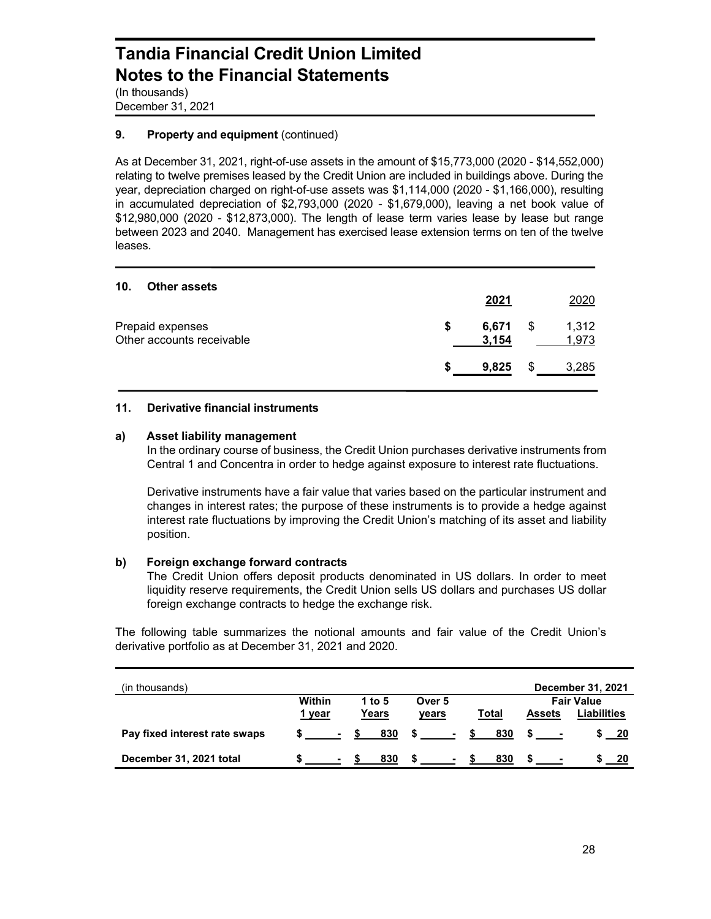# Tandia Financial Credit Union Limited
# Notes to the Financial Statements

(In thousands)
December 31, 2021

## 9. Property and equipment (continued)

As at December 31, 2021, right-of-use assets in the amount of $15,773,000 (2020 - $14,552,000) relating to twelve premises leased by the Credit Union are included in buildings above. During the year, depreciation charged on right-of-use assets was $1,114,000 (2020 - $1,166,000), resulting in accumulated depreciation of $2,793,000 (2020 - $1,679,000), leaving a net book value of $12,980,000 (2020 - $12,873,000). The length of lease term varies lease by lease but range between 2023 and 2040. Management has exercised lease extension terms on ten of the twelve leases.

## 10. Other assets

| | 2021 | 2020 |
|---|---|---|
| Prepaid expenses | $ 6,671 | $ 1,312 |
| Other accounts receivable | 3,154 | 1,973 |
| | $ 9,825 | $ 3,285 |

## 11. Derivative financial instruments

### a) Asset liability management

In the ordinary course of business, the Credit Union purchases derivative instruments from Central 1 and Concentra in order to hedge against exposure to interest rate fluctuations.

Derivative instruments have a fair value that varies based on the particular instrument and changes in interest rates; the purpose of these instruments is to provide a hedge against interest rate fluctuations by improving the Credit Union's matching of its asset and liability position.

### b) Foreign exchange forward contracts

The Credit Union offers deposit products denominated in US dollars. In order to meet liquidity reserve requirements, the Credit Union sells US dollars and purchases US dollar foreign exchange contracts to hedge the exchange risk.

The following table summarizes the notional amounts and fair value of the Credit Union's derivative portfolio as at December 31, 2021 and 2020.

| (in thousands) | | | | | December 31, 2021 | |
|---|---|---|---|---|---|---|
| | Within 1 year | 1 to 5 Years | Over 5 years | Total | Fair Value Assets | Fair Value Liabilities |
| **Pay fixed interest rate swaps** | $ - | $ 830 | $ - | $ 830 | $ - | $ 20 |
| **December 31, 2021 total** | $ - | $ 830 | $ - | $ 830 | $ - | $ 20 |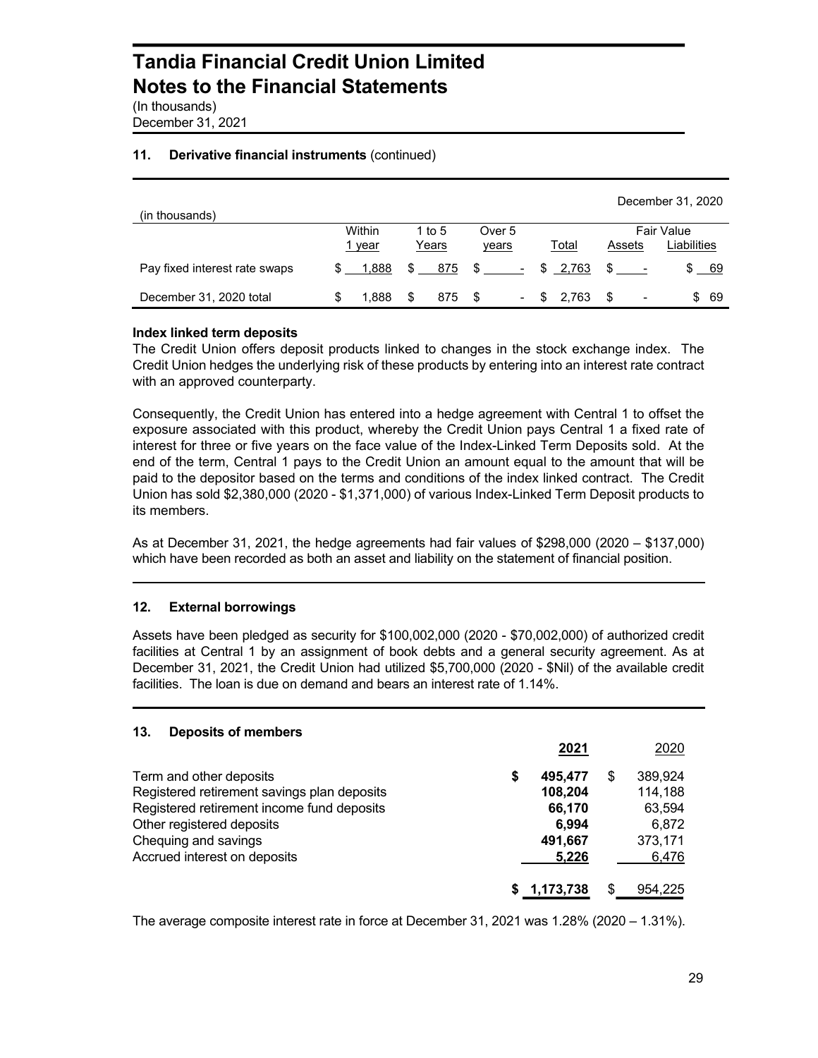## 11. Derivative financial instruments (continued)

| (in thousands) | | | | | | December 31, 2020 |
|---|---|---|---|---|---|---|
| | Within 1 year | 1 to 5 Years | Over 5 years | Total | Fair Value Assets | Fair Value Liabilities |
| Pay fixed interest rate swaps | $ 1,888 | $ 875 | $ - | $ 2,763 | $ - | $ 69 |
| December 31, 2020 total | $ 1,888 | $ 875 | $ - | $ 2,763 | $ - | $ 69 |

**Index linked term deposits**

The Credit Union offers deposit products linked to changes in the stock exchange index. The Credit Union hedges the underlying risk of these products by entering into an interest rate contract with an approved counterparty.

Consequently, the Credit Union has entered into a hedge agreement with Central 1 to offset the exposure associated with this product, whereby the Credit Union pays Central 1 a fixed rate of interest for three or five years on the face value of the Index-Linked Term Deposits sold. At the end of the term, Central 1 pays to the Credit Union an amount equal to the amount that will be paid to the depositor based on the terms and conditions of the index linked contract. The Credit Union has sold $2,380,000 (2020 - $1,371,000) of various Index-Linked Term Deposit products to its members.

As at December 31, 2021, the hedge agreements had fair values of $298,000 (2020 – $137,000) which have been recorded as both an asset and liability on the statement of financial position.

## 12. External borrowings

Assets have been pledged as security for $100,002,000 (2020 - $70,002,000) of authorized credit facilities at Central 1 by an assignment of book debts and a general security agreement. As at December 31, 2021, the Credit Union had utilized $5,700,000 (2020 - $Nil) of the available credit facilities. The loan is due on demand and bears an interest rate of 1.14%.

## 13. Deposits of members

| | 2021 | 2020 |
|---|---|---|
| Term and other deposits | $ 495,477 | $ 389,924 |
| Registered retirement savings plan deposits | 108,204 | 114,188 |
| Registered retirement income fund deposits | 66,170 | 63,594 |
| Other registered deposits | 6,994 | 6,872 |
| Chequing and savings | 491,667 | 373,171 |
| Accrued interest on deposits | 5,226 | 6,476 |
| | $ 1,173,738 | $ 954,225 |

The average composite interest rate in force at December 31, 2021 was 1.28% (2020 – 1.31%).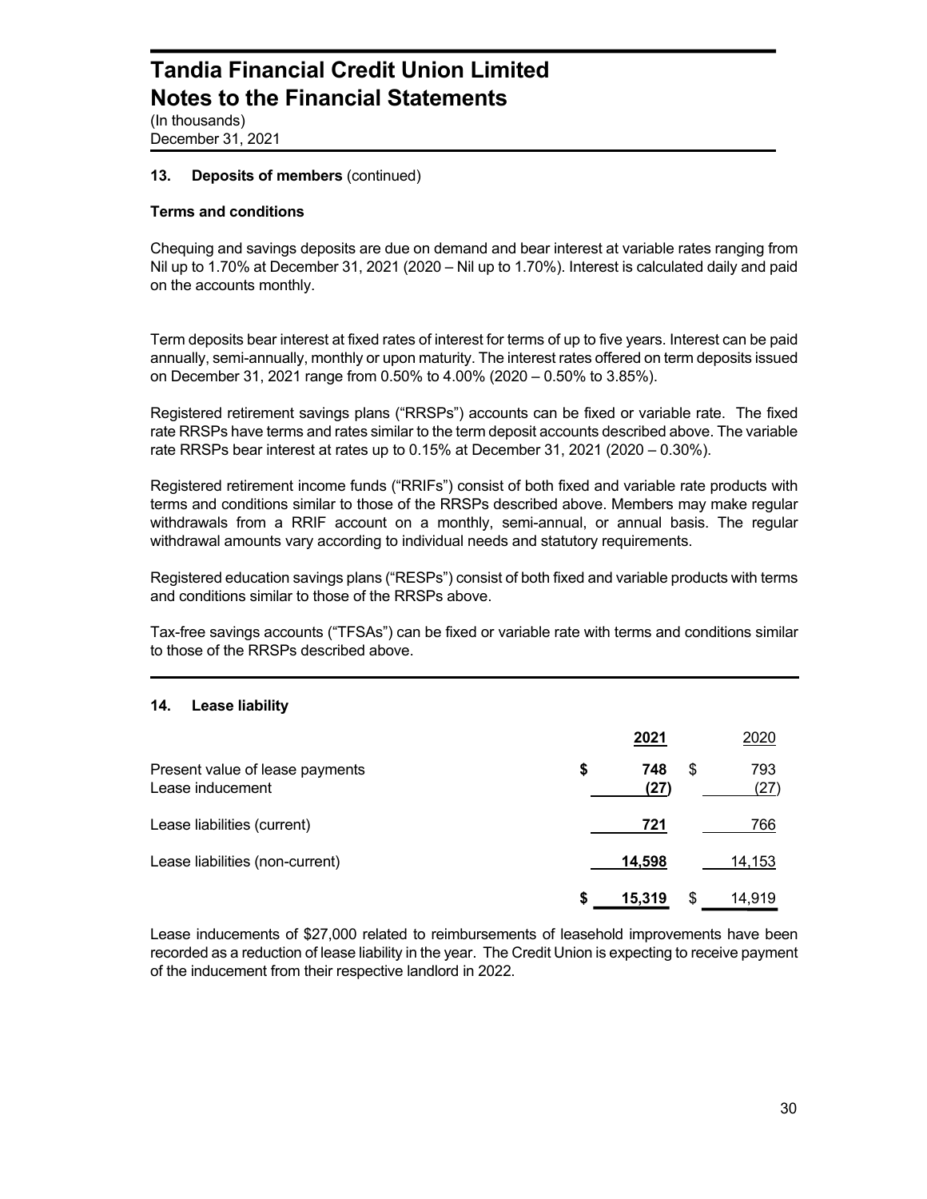# Tandia Financial Credit Union Limited
# Notes to the Financial Statements

(In thousands)
December 31, 2021

## 13. Deposits of members (continued)

### Terms and conditions

Chequing and savings deposits are due on demand and bear interest at variable rates ranging from Nil up to 1.70% at December 31, 2021 (2020 – Nil up to 1.70%). Interest is calculated daily and paid on the accounts monthly.

Term deposits bear interest at fixed rates of interest for terms of up to five years. Interest can be paid annually, semi-annually, monthly or upon maturity. The interest rates offered on term deposits issued on December 31, 2021 range from 0.50% to 4.00% (2020 – 0.50% to 3.85%).

Registered retirement savings plans ("RRSPs") accounts can be fixed or variable rate. The fixed rate RRSPs have terms and rates similar to the term deposit accounts described above. The variable rate RRSPs bear interest at rates up to 0.15% at December 31, 2021 (2020 – 0.30%).

Registered retirement income funds ("RRIFs") consist of both fixed and variable rate products with terms and conditions similar to those of the RRSPs described above. Members may make regular withdrawals from a RRIF account on a monthly, semi-annual, or annual basis. The regular withdrawal amounts vary according to individual needs and statutory requirements.

Registered education savings plans ("RESPs") consist of both fixed and variable products with terms and conditions similar to those of the RRSPs above.

Tax-free savings accounts ("TFSAs") can be fixed or variable rate with terms and conditions similar to those of the RRSPs described above.

## 14. Lease liability

| | **2021** | 2020 |
|---|---|---|
| Present value of lease payments | **$ 748** | $ 793 |
| Lease inducement | **(27)** | (27) |
| Lease liabilities (current) | **721** | 766 |
| Lease liabilities (non-current) | **14,598** | 14,153 |
| | **$ 15,319** | $ 14,919 |

Lease inducements of $27,000 related to reimbursements of leasehold improvements have been recorded as a reduction of lease liability in the year. The Credit Union is expecting to receive payment of the inducement from their respective landlord in 2022.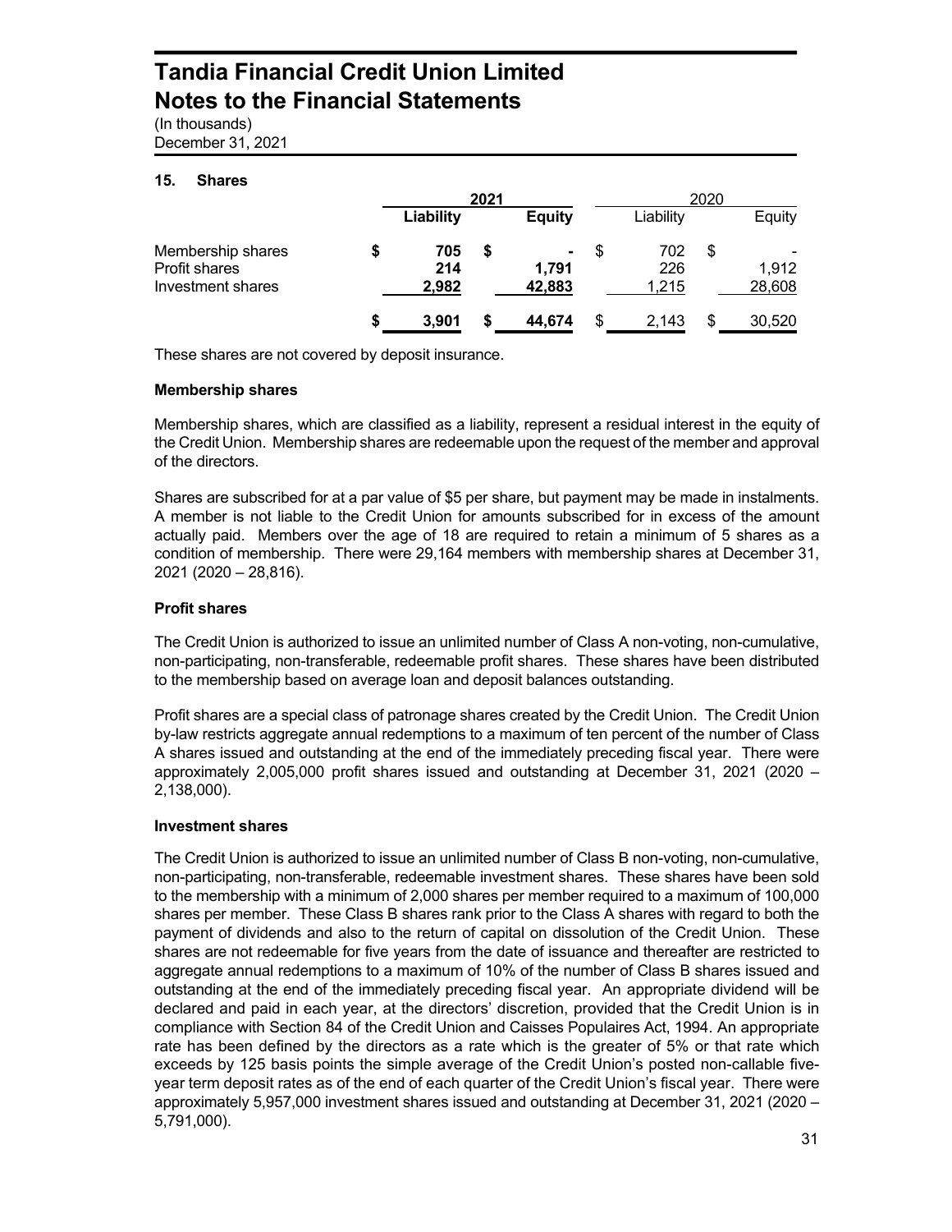# Tandia Financial Credit Union Limited
# Notes to the Financial Statements

(In thousands)
December 31, 2021

## 15. Shares

| | 2021 | | 2020 | |
|---|---|---|---|---|
| | **Liability** | **Equity** | Liability | Equity |
| Membership shares | **$ 705** | **$ -** | $ 702 | $ - |
| Profit shares | **214** | **1,791** | 226 | 1,912 |
| Investment shares | **2,982** | **42,883** | 1,215 | 28,608 |
| | **$ 3,901** | **$ 44,674** | $ 2,143 | $ 30,520 |

These shares are not covered by deposit insurance.

### Membership shares

Membership shares, which are classified as a liability, represent a residual interest in the equity of the Credit Union. Membership shares are redeemable upon the request of the member and approval of the directors.

Shares are subscribed for at a par value of $5 per share, but payment may be made in instalments. A member is not liable to the Credit Union for amounts subscribed for in excess of the amount actually paid. Members over the age of 18 are required to retain a minimum of 5 shares as a condition of membership. There were 29,164 members with membership shares at December 31, 2021 (2020 – 28,816).

### Profit shares

The Credit Union is authorized to issue an unlimited number of Class A non-voting, non-cumulative, non-participating, non-transferable, redeemable profit shares. These shares have been distributed to the membership based on average loan and deposit balances outstanding.

Profit shares are a special class of patronage shares created by the Credit Union. The Credit Union by-law restricts aggregate annual redemptions to a maximum of ten percent of the number of Class A shares issued and outstanding at the end of the immediately preceding fiscal year. There were approximately 2,005,000 profit shares issued and outstanding at December 31, 2021 (2020 – 2,138,000).

### Investment shares

The Credit Union is authorized to issue an unlimited number of Class B non-voting, non-cumulative, non-participating, non-transferable, redeemable investment shares. These shares have been sold to the membership with a minimum of 2,000 shares per member required to a maximum of 100,000 shares per member. These Class B shares rank prior to the Class A shares with regard to both the payment of dividends and also to the return of capital on dissolution of the Credit Union. These shares are not redeemable for five years from the date of issuance and thereafter are restricted to aggregate annual redemptions to a maximum of 10% of the number of Class B shares issued and outstanding at the end of the immediately preceding fiscal year. An appropriate dividend will be declared and paid in each year, at the directors' discretion, provided that the Credit Union is in compliance with Section 84 of the Credit Union and Caisses Populaires Act, 1994. An appropriate rate has been defined by the directors as a rate which is the greater of 5% or that rate which exceeds by 125 basis points the simple average of the Credit Union's posted non-callable five-year term deposit rates as of the end of each quarter of the Credit Union's fiscal year. There were approximately 5,957,000 investment shares issued and outstanding at December 31, 2021 (2020 – 5,791,000).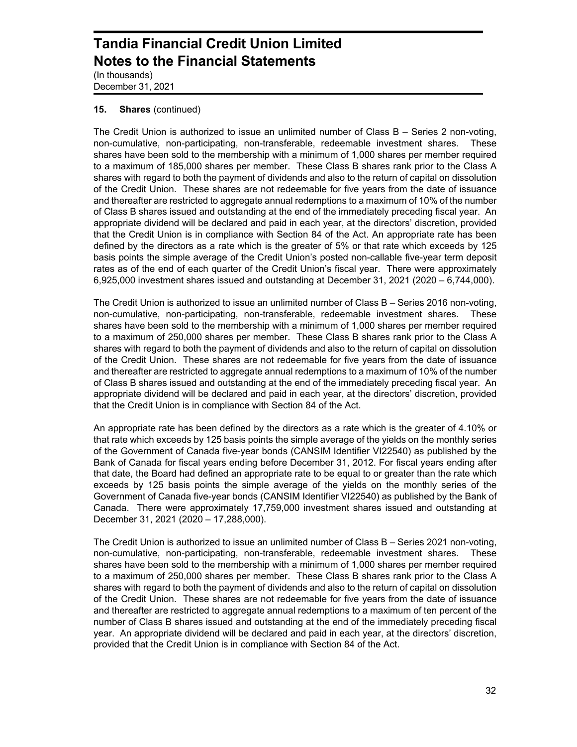**15. Shares** (continued)

The Credit Union is authorized to issue an unlimited number of Class B – Series 2 non-voting, non-cumulative, non-participating, non-transferable, redeemable investment shares. These shares have been sold to the membership with a minimum of 1,000 shares per member required to a maximum of 185,000 shares per member. These Class B shares rank prior to the Class A shares with regard to both the payment of dividends and also to the return of capital on dissolution of the Credit Union. These shares are not redeemable for five years from the date of issuance and thereafter are restricted to aggregate annual redemptions to a maximum of 10% of the number of Class B shares issued and outstanding at the end of the immediately preceding fiscal year. An appropriate dividend will be declared and paid in each year, at the directors' discretion, provided that the Credit Union is in compliance with Section 84 of the Act. An appropriate rate has been defined by the directors as a rate which is the greater of 5% or that rate which exceeds by 125 basis points the simple average of the Credit Union's posted non-callable five-year term deposit rates as of the end of each quarter of the Credit Union's fiscal year. There were approximately 6,925,000 investment shares issued and outstanding at December 31, 2021 (2020 – 6,744,000).

The Credit Union is authorized to issue an unlimited number of Class B – Series 2016 non-voting, non-cumulative, non-participating, non-transferable, redeemable investment shares. These shares have been sold to the membership with a minimum of 1,000 shares per member required to a maximum of 250,000 shares per member. These Class B shares rank prior to the Class A shares with regard to both the payment of dividends and also to the return of capital on dissolution of the Credit Union. These shares are not redeemable for five years from the date of issuance and thereafter are restricted to aggregate annual redemptions to a maximum of 10% of the number of Class B shares issued and outstanding at the end of the immediately preceding fiscal year. An appropriate dividend will be declared and paid in each year, at the directors' discretion, provided that the Credit Union is in compliance with Section 84 of the Act.

An appropriate rate has been defined by the directors as a rate which is the greater of 4.10% or that rate which exceeds by 125 basis points the simple average of the yields on the monthly series of the Government of Canada five-year bonds (CANSIM Identifier VI22540) as published by the Bank of Canada for fiscal years ending before December 31, 2012. For fiscal years ending after that date, the Board had defined an appropriate rate to be equal to or greater than the rate which exceeds by 125 basis points the simple average of the yields on the monthly series of the Government of Canada five-year bonds (CANSIM Identifier VI22540) as published by the Bank of Canada. There were approximately 17,759,000 investment shares issued and outstanding at December 31, 2021 (2020 – 17,288,000).

The Credit Union is authorized to issue an unlimited number of Class B – Series 2021 non-voting, non-cumulative, non-participating, non-transferable, redeemable investment shares. These shares have been sold to the membership with a minimum of 1,000 shares per member required to a maximum of 250,000 shares per member. These Class B shares rank prior to the Class A shares with regard to both the payment of dividends and also to the return of capital on dissolution of the Credit Union. These shares are not redeemable for five years from the date of issuance and thereafter are restricted to aggregate annual redemptions to a maximum of ten percent of the number of Class B shares issued and outstanding at the end of the immediately preceding fiscal year. An appropriate dividend will be declared and paid in each year, at the directors' discretion, provided that the Credit Union is in compliance with Section 84 of the Act.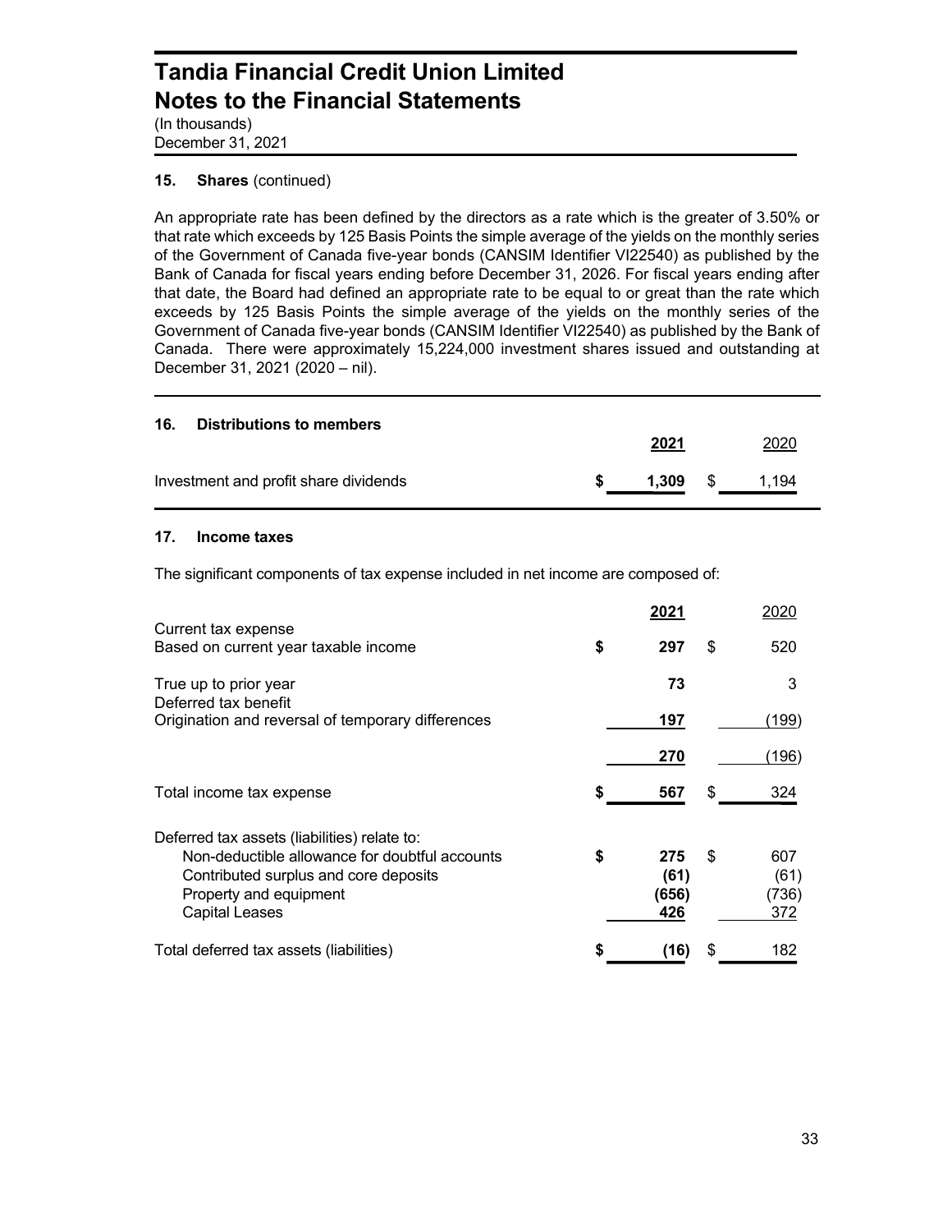# Tandia Financial Credit Union Limited
# Notes to the Financial Statements

(In thousands)
December 31, 2021

## 15. Shares (continued)

An appropriate rate has been defined by the directors as a rate which is the greater of 3.50% or that rate which exceeds by 125 Basis Points the simple average of the yields on the monthly series of the Government of Canada five-year bonds (CANSIM Identifier VI22540) as published by the Bank of Canada for fiscal years ending before December 31, 2026. For fiscal years ending after that date, the Board had defined an appropriate rate to be equal to or great than the rate which exceeds by 125 Basis Points the simple average of the yields on the monthly series of the Government of Canada five-year bonds (CANSIM Identifier VI22540) as published by the Bank of Canada. There were approximately 15,224,000 investment shares issued and outstanding at December 31, 2021 (2020 – nil).

## 16. Distributions to members

| | **2021** | 2020 |
|---|---|---|
| Investment and profit share dividends | **$ 1,309** | $ 1,194 |

## 17. Income taxes

The significant components of tax expense included in net income are composed of:

| | **2021** | 2020 |
|---|---|---|
| Current tax expense | | |
| Based on current year taxable income | **$ 297** | $ 520 |
| True up to prior year | **73** | 3 |
| Deferred tax benefit | | |
| Origination and reversal of temporary differences | **197** | (199) |
| | **270** | (196) |
| Total income tax expense | **$ 567** | $ 324 |
| Deferred tax assets (liabilities) relate to: | | |
| Non-deductible allowance for doubtful accounts | **$ 275** | $ 607 |
| Contributed surplus and core deposits | **(61)** | (61) |
| Property and equipment | **(656)** | (736) |
| Capital Leases | **426** | 372 |
| Total deferred tax assets (liabilities) | **$ (16)** | $ 182 |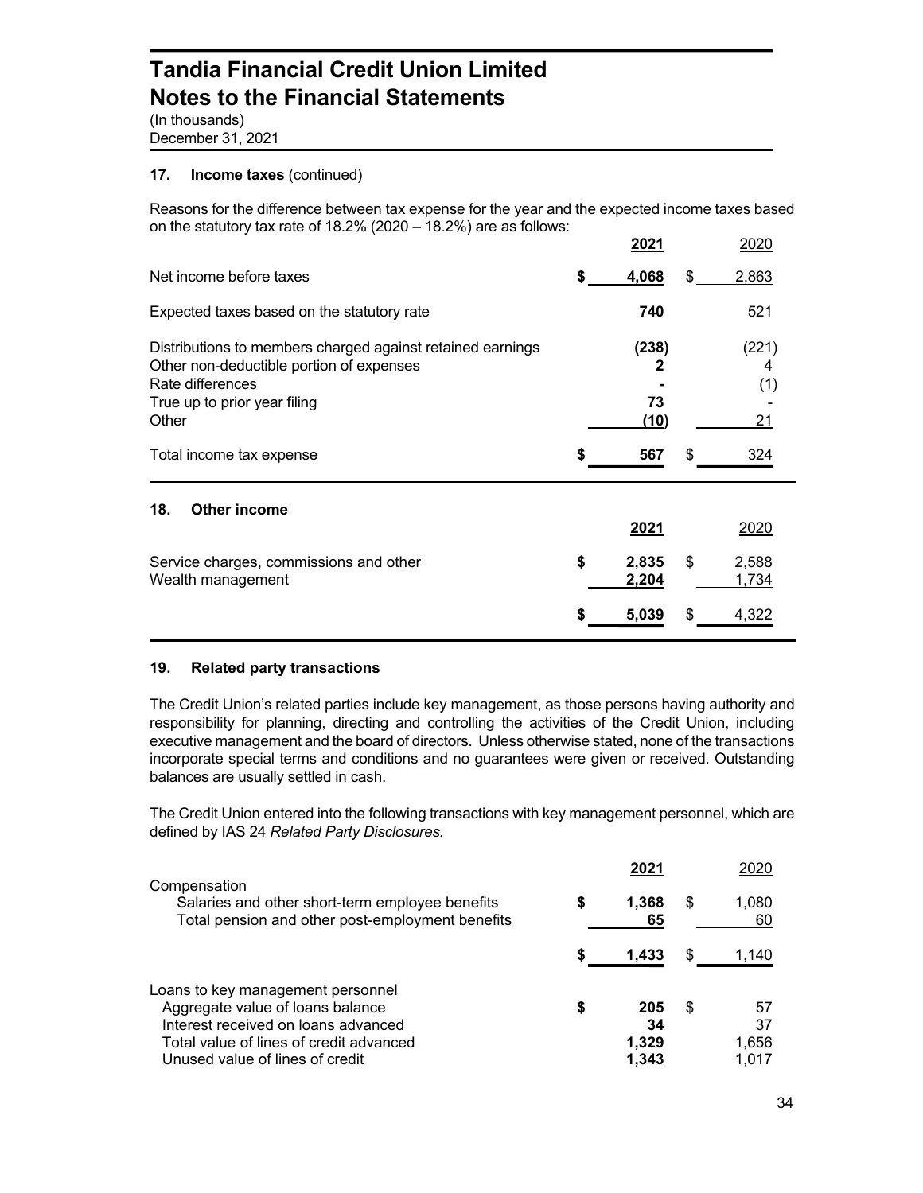# Tandia Financial Credit Union Limited
# Notes to the Financial Statements

(In thousands)
December 31, 2021

## 17. Income taxes (continued)

Reasons for the difference between tax expense for the year and the expected income taxes based on the statutory tax rate of 18.2% (2020 – 18.2%) are as follows:

| | 2021 | 2020 |
|---|---|---|
| Net income before taxes | **$ 4,068** | $ 2,863 |
| Expected taxes based on the statutory rate | **740** | 521 |
| Distributions to members charged against retained earnings | **(238)** | (221) |
| Other non-deductible portion of expenses | **2** | 4 |
| Rate differences | **-** | (1) |
| True up to prior year filing | **73** | - |
| Other | **(10)** | 21 |
| Total income tax expense | **$ 567** | $ 324 |

## 18. Other income

| | 2021 | 2020 |
|---|---|---|
| Service charges, commissions and other | **$ 2,835** | $ 2,588 |
| Wealth management | **2,204** | 1,734 |
| | **$ 5,039** | $ 4,322 |

## 19. Related party transactions

The Credit Union's related parties include key management, as those persons having authority and responsibility for planning, directing and controlling the activities of the Credit Union, including executive management and the board of directors. Unless otherwise stated, none of the transactions incorporate special terms and conditions and no guarantees were given or received. Outstanding balances are usually settled in cash.

The Credit Union entered into the following transactions with key management personnel, which are defined by IAS 24 *Related Party Disclosures.*

| | 2021 | 2020 |
|---|---|---|
| Compensation | | |
| Salaries and other short-term employee benefits | **$ 1,368** | $ 1,080 |
| Total pension and other post-employment benefits | **65** | 60 |
| | **$ 1,433** | $ 1,140 |
| Loans to key management personnel | | |
| Aggregate value of loans balance | **$ 205** | $ 57 |
| Interest received on loans advanced | **34** | 37 |
| Total value of lines of credit advanced | **1,329** | 1,656 |
| Unused value of lines of credit | **1,343** | 1,017 |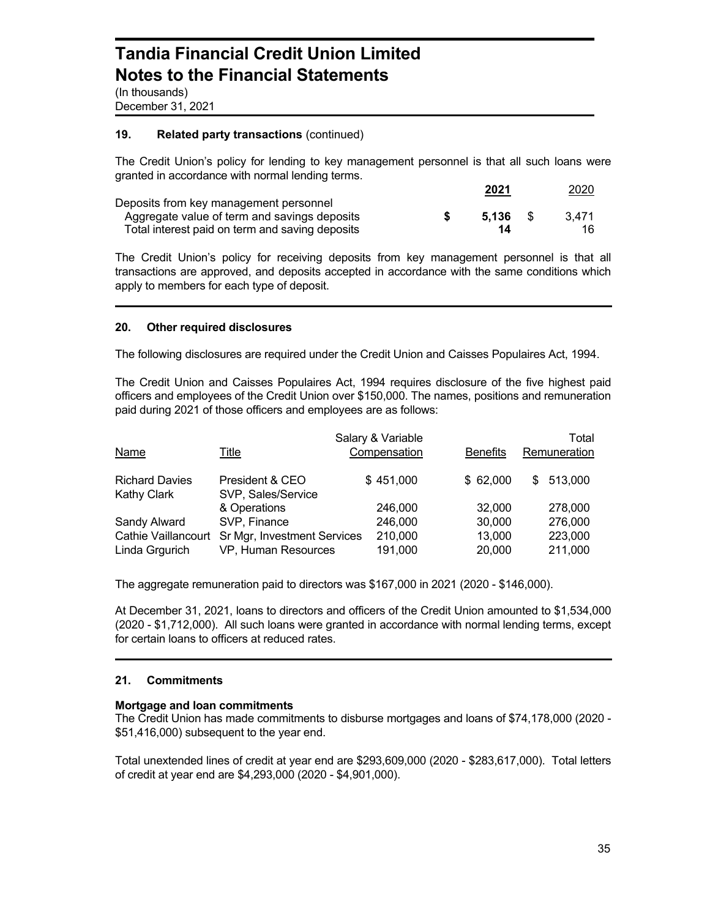# Tandia Financial Credit Union Limited
# Notes to the Financial Statements

(In thousands)
December 31, 2021

## 19. Related party transactions (continued)

The Credit Union's policy for lending to key management personnel is that all such loans were granted in accordance with normal lending terms.

| | 2021 | 2020 |
|---|---|---|
| Deposits from key management personnel | | |
| Aggregate value of term and savings deposits | **$ 5,136** | $ 3,471 |
| Total interest paid on term and saving deposits | **14** | 16 |

The Credit Union's policy for receiving deposits from key management personnel is that all transactions are approved, and deposits accepted in accordance with the same conditions which apply to members for each type of deposit.

## 20. Other required disclosures

The following disclosures are required under the Credit Union and Caisses Populaires Act, 1994.

The Credit Union and Caisses Populaires Act, 1994 requires disclosure of the five highest paid officers and employees of the Credit Union over $150,000. The names, positions and remuneration paid during 2021 of those officers and employees are as follows:

| Name | Title | Salary & Variable Compensation | Benefits | Total Remuneration |
|---|---|---|---|---|
| Richard Davies | President & CEO | $ 451,000 | $ 62,000 | $ 513,000 |
| Kathy Clark | SVP, Sales/Service & Operations | 246,000 | 32,000 | 278,000 |
| Sandy Alward | SVP, Finance | 246,000 | 30,000 | 276,000 |
| Cathie Vaillancourt | Sr Mgr, Investment Services | 210,000 | 13,000 | 223,000 |
| Linda Grgurich | VP, Human Resources | 191,000 | 20,000 | 211,000 |

The aggregate remuneration paid to directors was $167,000 in 2021 (2020 - $146,000).

At December 31, 2021, loans to directors and officers of the Credit Union amounted to $1,534,000 (2020 - $1,712,000). All such loans were granted in accordance with normal lending terms, except for certain loans to officers at reduced rates.

## 21. Commitments

**Mortgage and loan commitments**

The Credit Union has made commitments to disburse mortgages and loans of $74,178,000 (2020 - $51,416,000) subsequent to the year end.

Total unextended lines of credit at year end are $293,609,000 (2020 - $283,617,000). Total letters of credit at year end are $4,293,000 (2020 - $4,901,000).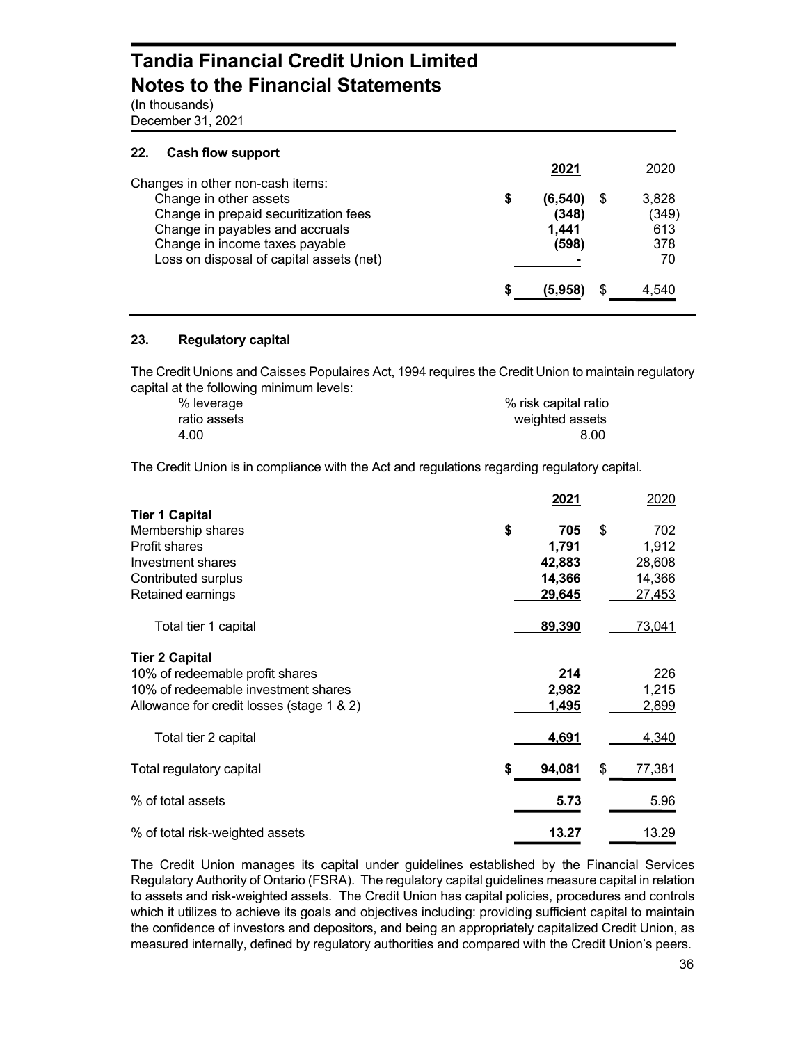# Tandia Financial Credit Union Limited
# Notes to the Financial Statements

(In thousands)
December 31, 2021

## 22. Cash flow support

| | 2021 | 2020 |
|---|---|---|
| Changes in other non-cash items: | | |
| Change in other assets | $ **(6,540)** | $ 3,828 |
| Change in prepaid securitization fees | **(348)** | (349) |
| Change in payables and accruals | **1,441** | 613 |
| Change in income taxes payable | **(598)** | 378 |
| Loss on disposal of capital assets (net) | **-** | 70 |
| | $ **(5,958)** | $ 4,540 |

## 23. Regulatory capital

The Credit Unions and Caisses Populaires Act, 1994 requires the Credit Union to maintain regulatory capital at the following minimum levels:

| % leverage ratio assets | % risk capital ratio weighted assets |
|---|---|
| 4.00 | 8.00 |

The Credit Union is in compliance with the Act and regulations regarding regulatory capital.

| | 2021 | 2020 |
|---|---|---|
| **Tier 1 Capital** | | |
| Membership shares | $ **705** | $ 702 |
| Profit shares | **1,791** | 1,912 |
| Investment shares | **42,883** | 28,608 |
| Contributed surplus | **14,366** | 14,366 |
| Retained earnings | **29,645** | 27,453 |
| Total tier 1 capital | **89,390** | 73,041 |
| **Tier 2 Capital** | | |
| 10% of redeemable profit shares | **214** | 226 |
| 10% of redeemable investment shares | **2,982** | 1,215 |
| Allowance for credit losses (stage 1 & 2) | **1,495** | 2,899 |
| Total tier 2 capital | **4,691** | 4,340 |
| Total regulatory capital | $ **94,081** | $ 77,381 |
| % of total assets | **5.73** | 5.96 |
| % of total risk-weighted assets | **13.27** | 13.29 |

The Credit Union manages its capital under guidelines established by the Financial Services Regulatory Authority of Ontario (FSRA). The regulatory capital guidelines measure capital in relation to assets and risk-weighted assets. The Credit Union has capital policies, procedures and controls which it utilizes to achieve its goals and objectives including: providing sufficient capital to maintain the confidence of investors and depositors, and being an appropriately capitalized Credit Union, as measured internally, defined by regulatory authorities and compared with the Credit Union's peers.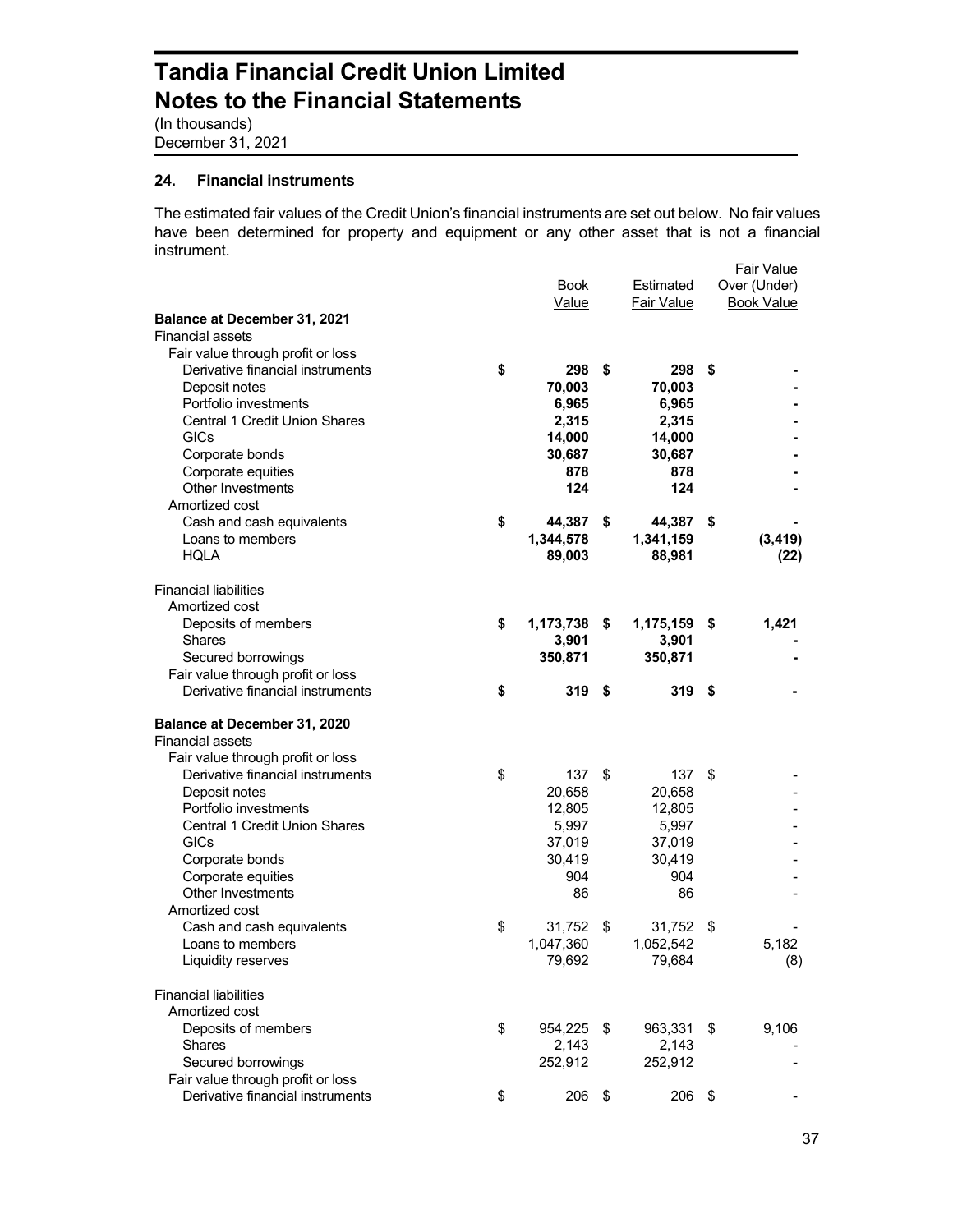# Tandia Financial Credit Union Limited
# Notes to the Financial Statements

(In thousands)
December 31, 2021

## 24. Financial instruments

The estimated fair values of the Credit Union's financial instruments are set out below. No fair values have been determined for property and equipment or any other asset that is not a financial instrument.

| | Book Value | Estimated Fair Value | Fair Value Over (Under) Book Value |
|---|---|---|---|
| **Balance at December 31, 2021** | | | |
| Financial assets | | | |
| Fair value through profit or loss | | | |
| Derivative financial instruments | **$ 298** | **$ 298** | **$ -** |
| Deposit notes | **70,003** | **70,003** | **-** |
| Portfolio investments | **6,965** | **6,965** | **-** |
| Central 1 Credit Union Shares | **2,315** | **2,315** | **-** |
| GICs | **14,000** | **14,000** | **-** |
| Corporate bonds | **30,687** | **30,687** | **-** |
| Corporate equities | **878** | **878** | **-** |
| Other Investments | **124** | **124** | **-** |
| Amortized cost | | | |
| Cash and cash equivalents | **$ 44,387** | **$ 44,387** | **$ -** |
| Loans to members | **1,344,578** | **1,341,159** | **(3,419)** |
| HQLA | **89,003** | **88,981** | **(22)** |
| Financial liabilities | | | |
| Amortized cost | | | |
| Deposits of members | **$ 1,173,738** | **$ 1,175,159** | **$ 1,421** |
| Shares | **3,901** | **3,901** | **-** |
| Secured borrowings | **350,871** | **350,871** | **-** |
| Fair value through profit or loss | | | |
| Derivative financial instruments | **$ 319** | **$ 319** | **$ -** |
| **Balance at December 31, 2020** | | | |
| Financial assets | | | |
| Fair value through profit or loss | | | |
| Derivative financial instruments | $ 137 | $ 137 | $ - |
| Deposit notes | 20,658 | 20,658 | - |
| Portfolio investments | 12,805 | 12,805 | - |
| Central 1 Credit Union Shares | 5,997 | 5,997 | - |
| GICs | 37,019 | 37,019 | - |
| Corporate bonds | 30,419 | 30,419 | - |
| Corporate equities | 904 | 904 | - |
| Other Investments | 86 | 86 | - |
| Amortized cost | | | |
| Cash and cash equivalents | $ 31,752 | $ 31,752 | $ - |
| Loans to members | 1,047,360 | 1,052,542 | 5,182 |
| Liquidity reserves | 79,692 | 79,684 | (8) |
| Financial liabilities | | | |
| Amortized cost | | | |
| Deposits of members | $ 954,225 | $ 963,331 | $ 9,106 |
| Shares | 2,143 | 2,143 | - |
| Secured borrowings | 252,912 | 252,912 | - |
| Fair value through profit or loss | | | |
| Derivative financial instruments | $ 206 | $ 206 | $ - |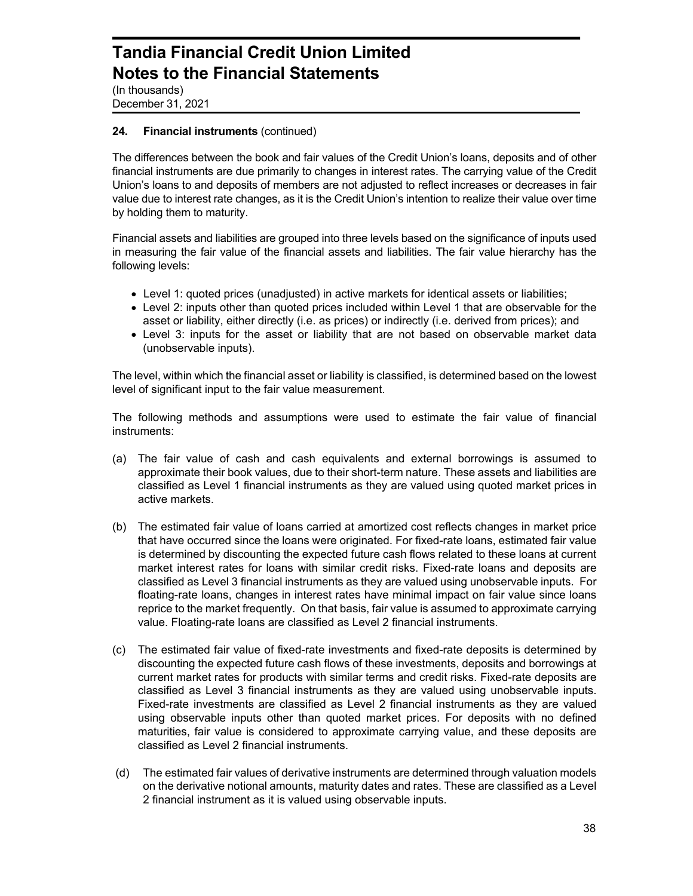## 24. Financial instruments (continued)

The differences between the book and fair values of the Credit Union's loans, deposits and of other financial instruments are due primarily to changes in interest rates. The carrying value of the Credit Union's loans to and deposits of members are not adjusted to reflect increases or decreases in fair value due to interest rate changes, as it is the Credit Union's intention to realize their value over time by holding them to maturity.

Financial assets and liabilities are grouped into three levels based on the significance of inputs used in measuring the fair value of the financial assets and liabilities. The fair value hierarchy has the following levels:

- Level 1: quoted prices (unadjusted) in active markets for identical assets or liabilities;
- Level 2: inputs other than quoted prices included within Level 1 that are observable for the asset or liability, either directly (i.e. as prices) or indirectly (i.e. derived from prices); and
- Level 3: inputs for the asset or liability that are not based on observable market data (unobservable inputs).

The level, within which the financial asset or liability is classified, is determined based on the lowest level of significant input to the fair value measurement.

The following methods and assumptions were used to estimate the fair value of financial instruments:

(a) The fair value of cash and cash equivalents and external borrowings is assumed to approximate their book values, due to their short-term nature. These assets and liabilities are classified as Level 1 financial instruments as they are valued using quoted market prices in active markets.

(b) The estimated fair value of loans carried at amortized cost reflects changes in market price that have occurred since the loans were originated. For fixed-rate loans, estimated fair value is determined by discounting the expected future cash flows related to these loans at current market interest rates for loans with similar credit risks. Fixed-rate loans and deposits are classified as Level 3 financial instruments as they are valued using unobservable inputs. For floating-rate loans, changes in interest rates have minimal impact on fair value since loans reprice to the market frequently. On that basis, fair value is assumed to approximate carrying value. Floating-rate loans are classified as Level 2 financial instruments.

(c) The estimated fair value of fixed-rate investments and fixed-rate deposits is determined by discounting the expected future cash flows of these investments, deposits and borrowings at current market rates for products with similar terms and credit risks. Fixed-rate deposits are classified as Level 3 financial instruments as they are valued using unobservable inputs. Fixed-rate investments are classified as Level 2 financial instruments as they are valued using observable inputs other than quoted market prices. For deposits with no defined maturities, fair value is considered to approximate carrying value, and these deposits are classified as Level 2 financial instruments.

(d) The estimated fair values of derivative instruments are determined through valuation models on the derivative notional amounts, maturity dates and rates. These are classified as a Level 2 financial instrument as it is valued using observable inputs.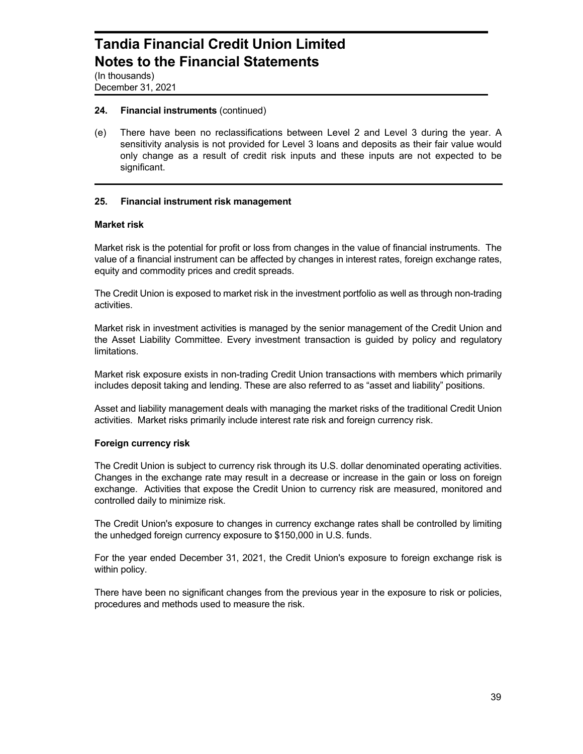# Tandia Financial Credit Union Limited
# Notes to the Financial Statements

(In thousands)
December 31, 2021

**24. Financial instruments** (continued)

(e) There have been no reclassifications between Level 2 and Level 3 during the year. A sensitivity analysis is not provided for Level 3 loans and deposits as their fair value would only change as a result of credit risk inputs and these inputs are not expected to be significant.

## 25. Financial instrument risk management

### Market risk

Market risk is the potential for profit or loss from changes in the value of financial instruments. The value of a financial instrument can be affected by changes in interest rates, foreign exchange rates, equity and commodity prices and credit spreads.

The Credit Union is exposed to market risk in the investment portfolio as well as through non-trading activities.

Market risk in investment activities is managed by the senior management of the Credit Union and the Asset Liability Committee. Every investment transaction is guided by policy and regulatory limitations.

Market risk exposure exists in non-trading Credit Union transactions with members which primarily includes deposit taking and lending. These are also referred to as "asset and liability" positions.

Asset and liability management deals with managing the market risks of the traditional Credit Union activities. Market risks primarily include interest rate risk and foreign currency risk.

### Foreign currency risk

The Credit Union is subject to currency risk through its U.S. dollar denominated operating activities. Changes in the exchange rate may result in a decrease or increase in the gain or loss on foreign exchange. Activities that expose the Credit Union to currency risk are measured, monitored and controlled daily to minimize risk.

The Credit Union's exposure to changes in currency exchange rates shall be controlled by limiting the unhedged foreign currency exposure to $150,000 in U.S. funds.

For the year ended December 31, 2021, the Credit Union's exposure to foreign exchange risk is within policy.

There have been no significant changes from the previous year in the exposure to risk or policies, procedures and methods used to measure the risk.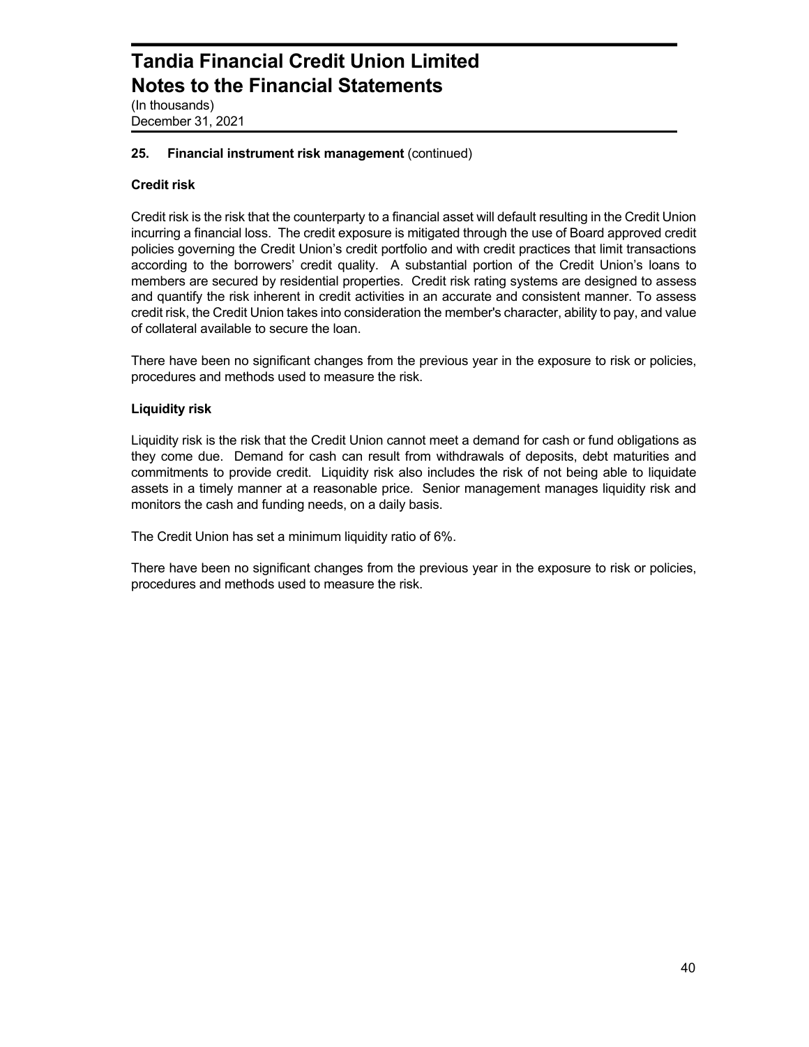## 25. Financial instrument risk management (continued)

### Credit risk

Credit risk is the risk that the counterparty to a financial asset will default resulting in the Credit Union incurring a financial loss. The credit exposure is mitigated through the use of Board approved credit policies governing the Credit Union's credit portfolio and with credit practices that limit transactions according to the borrowers' credit quality. A substantial portion of the Credit Union's loans to members are secured by residential properties. Credit risk rating systems are designed to assess and quantify the risk inherent in credit activities in an accurate and consistent manner. To assess credit risk, the Credit Union takes into consideration the member's character, ability to pay, and value of collateral available to secure the loan.

There have been no significant changes from the previous year in the exposure to risk or policies, procedures and methods used to measure the risk.

### Liquidity risk

Liquidity risk is the risk that the Credit Union cannot meet a demand for cash or fund obligations as they come due. Demand for cash can result from withdrawals of deposits, debt maturities and commitments to provide credit. Liquidity risk also includes the risk of not being able to liquidate assets in a timely manner at a reasonable price. Senior management manages liquidity risk and monitors the cash and funding needs, on a daily basis.

The Credit Union has set a minimum liquidity ratio of 6%.

There have been no significant changes from the previous year in the exposure to risk or policies, procedures and methods used to measure the risk.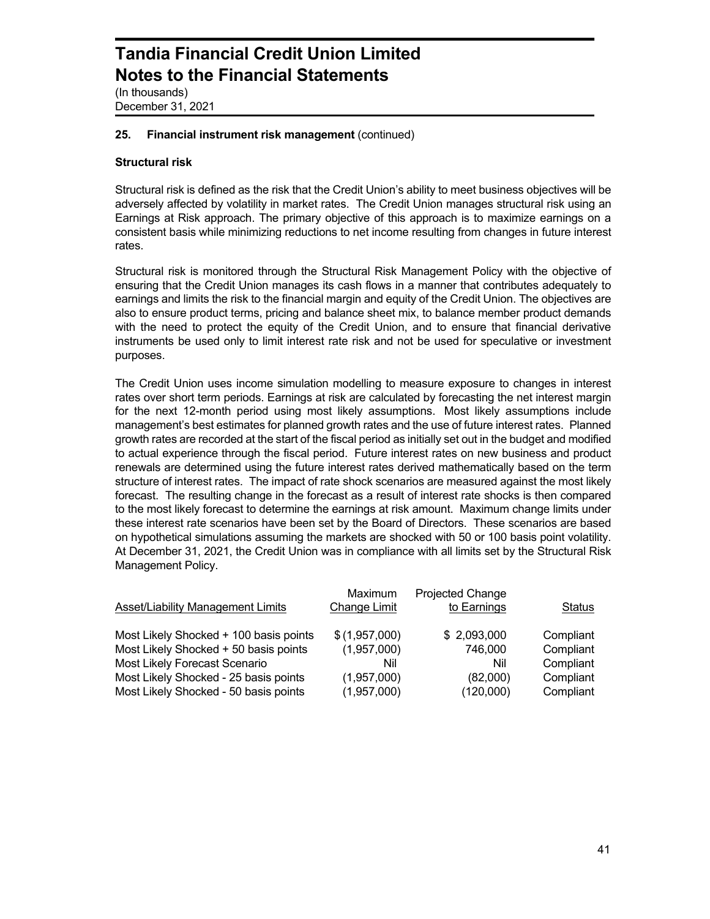# Tandia Financial Credit Union Limited
# Notes to the Financial Statements

(In thousands)
December 31, 2021

## 25. Financial instrument risk management (continued)

### Structural risk

Structural risk is defined as the risk that the Credit Union's ability to meet business objectives will be adversely affected by volatility in market rates. The Credit Union manages structural risk using an Earnings at Risk approach. The primary objective of this approach is to maximize earnings on a consistent basis while minimizing reductions to net income resulting from changes in future interest rates.

Structural risk is monitored through the Structural Risk Management Policy with the objective of ensuring that the Credit Union manages its cash flows in a manner that contributes adequately to earnings and limits the risk to the financial margin and equity of the Credit Union. The objectives are also to ensure product terms, pricing and balance sheet mix, to balance member product demands with the need to protect the equity of the Credit Union, and to ensure that financial derivative instruments be used only to limit interest rate risk and not be used for speculative or investment purposes.

The Credit Union uses income simulation modelling to measure exposure to changes in interest rates over short term periods. Earnings at risk are calculated by forecasting the net interest margin for the next 12-month period using most likely assumptions. Most likely assumptions include management's best estimates for planned growth rates and the use of future interest rates. Planned growth rates are recorded at the start of the fiscal period as initially set out in the budget and modified to actual experience through the fiscal period. Future interest rates on new business and product renewals are determined using the future interest rates derived mathematically based on the term structure of interest rates. The impact of rate shock scenarios are measured against the most likely forecast. The resulting change in the forecast as a result of interest rate shocks is then compared to the most likely forecast to determine the earnings at risk amount. Maximum change limits under these interest rate scenarios have been set by the Board of Directors. These scenarios are based on hypothetical simulations assuming the markets are shocked with 50 or 100 basis point volatility. At December 31, 2021, the Credit Union was in compliance with all limits set by the Structural Risk Management Policy.

| Asset/Liability Management Limits | Maximum Change Limit | Projected Change to Earnings | Status |
|---|---|---|---|
| Most Likely Shocked + 100 basis points | $ (1,957,000) | $ 2,093,000 | Compliant |
| Most Likely Shocked + 50 basis points | (1,957,000) | 746,000 | Compliant |
| Most Likely Forecast Scenario | Nil | Nil | Compliant |
| Most Likely Shocked - 25 basis points | (1,957,000) | (82,000) | Compliant |
| Most Likely Shocked - 50 basis points | (1,957,000) | (120,000) | Compliant |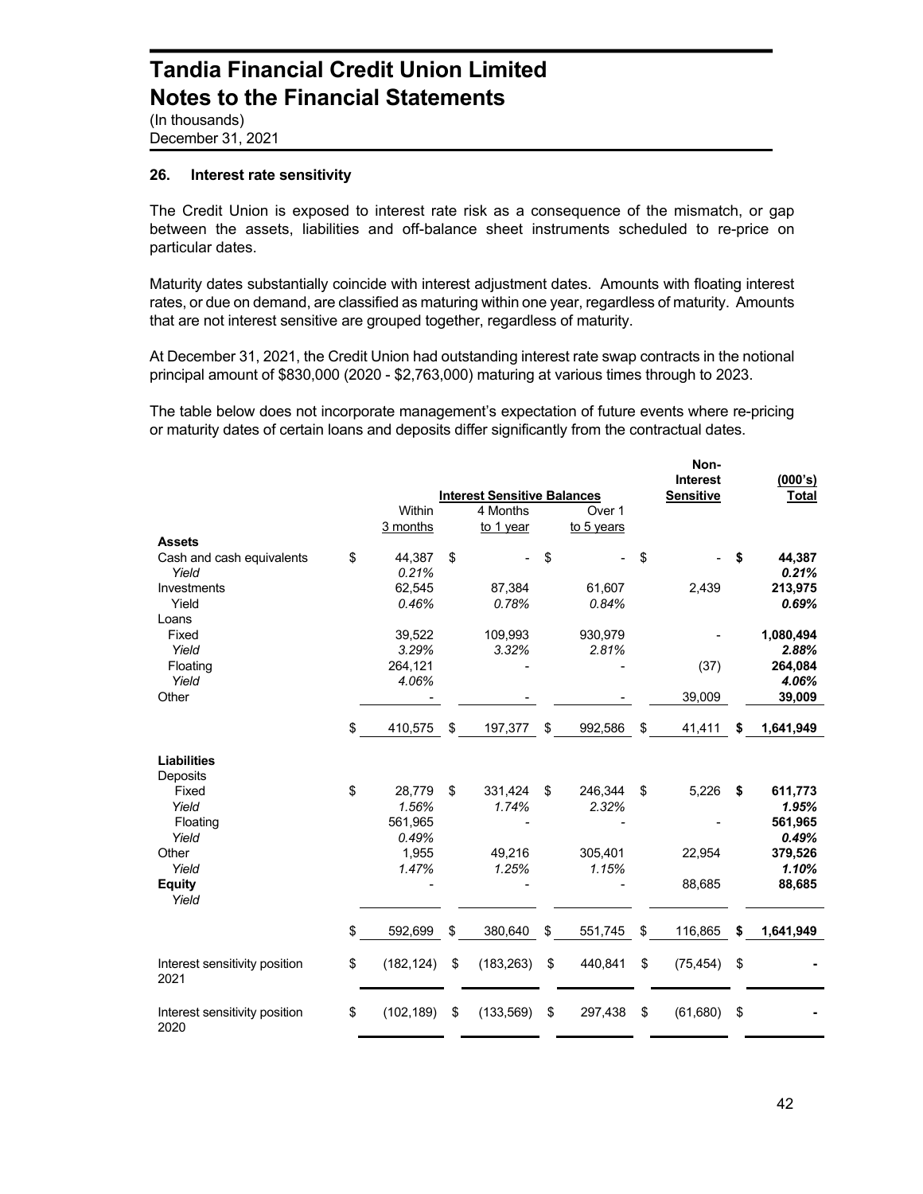# Tandia Financial Credit Union Limited
# Notes to the Financial Statements

(In thousands)
December 31, 2021

### 26. Interest rate sensitivity

The Credit Union is exposed to interest rate risk as a consequence of the mismatch, or gap between the assets, liabilities and off-balance sheet instruments scheduled to re-price on particular dates.

Maturity dates substantially coincide with interest adjustment dates. Amounts with floating interest rates, or due on demand, are classified as maturing within one year, regardless of maturity. Amounts that are not interest sensitive are grouped together, regardless of maturity.

At December 31, 2021, the Credit Union had outstanding interest rate swap contracts in the notional principal amount of $830,000 (2020 - $2,763,000) maturing at various times through to 2023.

The table below does not incorporate management's expectation of future events where re-pricing or maturity dates of certain loans and deposits differ significantly from the contractual dates.

| | Interest Sensitive Balances | | | Non-Interest Sensitive | (000's) Total |
|---|---|---|---|---|---|
| | Within 3 months | 4 Months to 1 year | Over 1 to 5 years | | |
| **Assets** | | | | | |
| Cash and cash equivalents | $ 44,387 | $ - | $ - | $ - | **$ 44,387** |
| *Yield* | *0.21%* | | | | ***0.21%*** |
| Investments | 62,545 | 87,384 | 61,607 | 2,439 | **213,975** |
| Yield | *0.46%* | *0.78%* | *0.84%* | | ***0.69%*** |
| Loans | | | | | |
| Fixed | 39,522 | 109,993 | 930,979 | - | **1,080,494** |
| *Yield* | *3.29%* | *3.32%* | *2.81%* | | ***2.88%*** |
| Floating | 264,121 | - | - | (37) | **264,084** |
| *Yield* | *4.06%* | | | | ***4.06%*** |
| Other | - | - | - | 39,009 | **39,009** |
| | $ 410,575 | $ 197,377 | $ 992,586 | $ 41,411 | **$ 1,641,949** |
| **Liabilities** | | | | | |
| Deposits | | | | | |
| Fixed | $ 28,779 | $ 331,424 | $ 246,344 | $ 5,226 | **$ 611,773** |
| *Yield* | *1.56%* | *1.74%* | *2.32%* | | ***1.95%*** |
| Floating | 561,965 | - | - | - | **561,965** |
| *Yield* | *0.49%* | | | | ***0.49%*** |
| Other | 1,955 | 49,216 | 305,401 | 22,954 | **379,526** |
| *Yield* | *1.47%* | *1.25%* | *1.15%* | | ***1.10%*** |
| **Equity** | - | - | - | 88,685 | **88,685** |
| *Yield* | | | | | |
| | $ 592,699 | $ 380,640 | $ 551,745 | $ 116,865 | **$ 1,641,949** |
| Interest sensitivity position 2021 | $ (182,124) | $ (183,263) | $ 440,841 | $ (75,454) | $ - |
| Interest sensitivity position 2020 | $ (102,189) | $ (133,569) | $ 297,438 | $ (61,680) | $ - |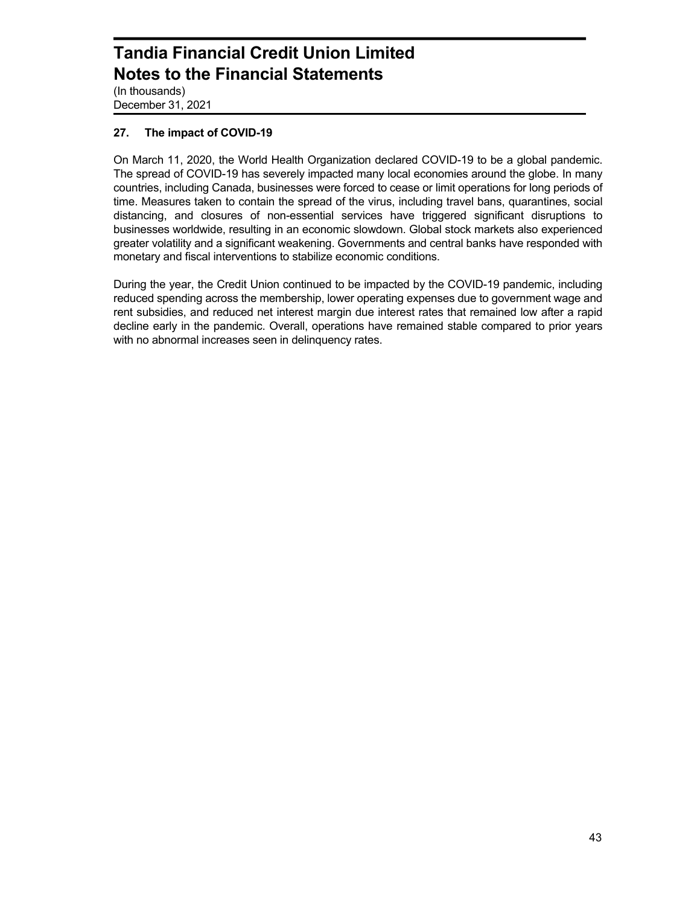# Tandia Financial Credit Union Limited
# Notes to the Financial Statements

(In thousands)
December 31, 2021

### 27. The impact of COVID-19

On March 11, 2020, the World Health Organization declared COVID-19 to be a global pandemic. The spread of COVID-19 has severely impacted many local economies around the globe. In many countries, including Canada, businesses were forced to cease or limit operations for long periods of time. Measures taken to contain the spread of the virus, including travel bans, quarantines, social distancing, and closures of non-essential services have triggered significant disruptions to businesses worldwide, resulting in an economic slowdown. Global stock markets also experienced greater volatility and a significant weakening. Governments and central banks have responded with monetary and fiscal interventions to stabilize economic conditions.

During the year, the Credit Union continued to be impacted by the COVID-19 pandemic, including reduced spending across the membership, lower operating expenses due to government wage and rent subsidies, and reduced net interest margin due interest rates that remained low after a rapid decline early in the pandemic. Overall, operations have remained stable compared to prior years with no abnormal increases seen in delinquency rates.